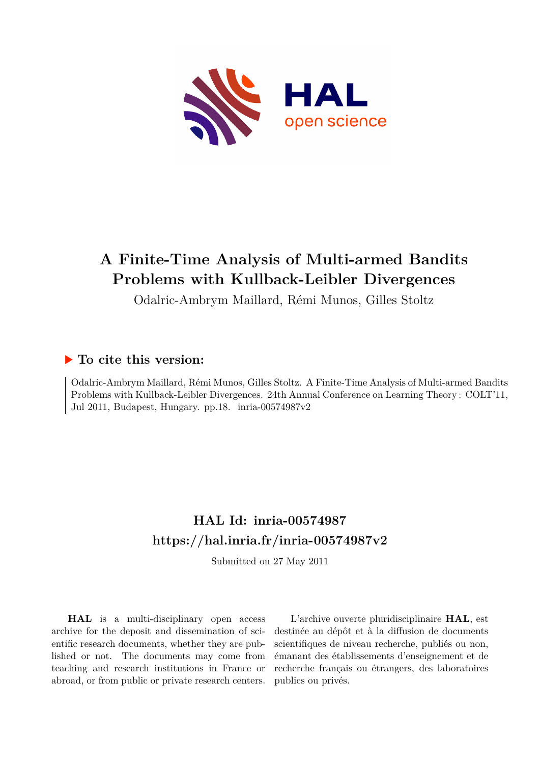# A Finite-Time Analysis of Multi-armed Bandits Problems with Kullback-Leibler Divergences

Odalric-Ambrym Maillard, Rémi Munos, Gilles Stoltz

## ▶ To cite this version:

Odalric-Ambrym Maillard, Rémi Munos, Gilles Stoltz. A Finite-Time Analysis of Multi-armed Bandits Problems with Kullback-Leibler Divergences. 24th Annual Conference on Learning Theory : COLT'11, Jul 2011, Budapest, Hungary. pp.18. inria-00574987v2

## HAL Id: inria-00574987
## https://hal.inria.fr/inria-00574987v2

Submitted on 27 May 2011

**HAL** is a multi-disciplinary open access archive for the deposit and dissemination of scientific research documents, whether they are published or not. The documents may come from teaching and research institutions in France or abroad, or from public or private research centers.

L'archive ouverte pluridisciplinaire **HAL**, est destinée au dépôt et à la diffusion de documents scientifiques de niveau recherche, publiés ou non, émanant des établissements d'enseignement et de recherche français ou étrangers, des laboratoires publics ou privés.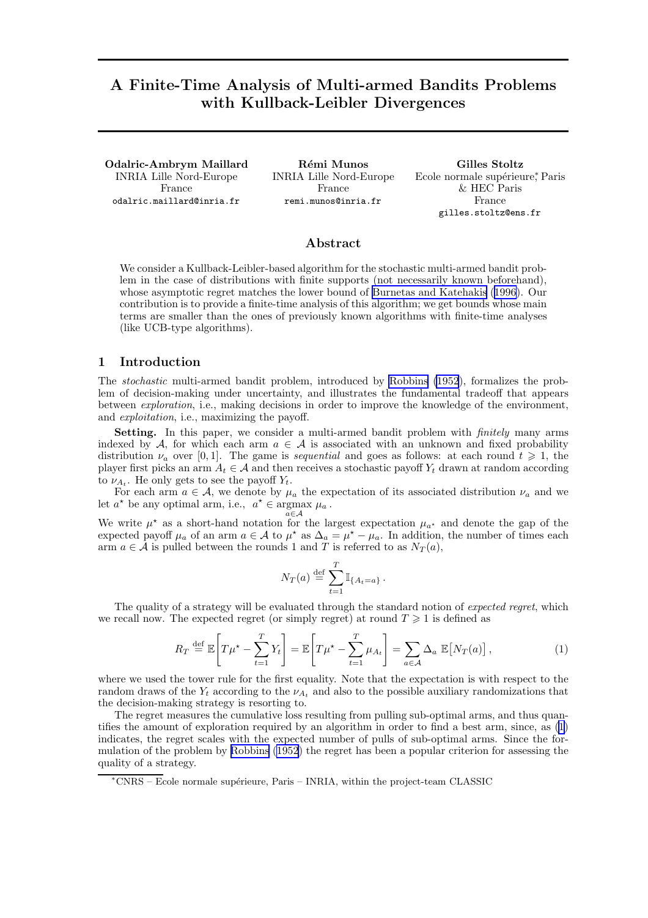# A Finite-Time Analysis of Multi-armed Bandits Problems with Kullback-Leibler Divergences

**Odalric-Ambrym Maillard**
INRIA Lille Nord-Europe
France
odalric.maillard@inria.fr

**Rémi Munos**
INRIA Lille Nord-Europe
France
remi.munos@inria.fr

**Gilles Stoltz**
Ecole normale supérieure,* Paris
& HEC Paris
France
gilles.stoltz@ens.fr

## Abstract

We consider a Kullback-Leibler-based algorithm for the stochastic multi-armed bandit problem in the case of distributions with finite supports (not necessarily known beforehand), whose asymptotic regret matches the lower bound of Burnetas and Katehakis (1996). Our contribution is to provide a finite-time analysis of this algorithm; we get bounds whose main terms are smaller than the ones of previously known algorithms with finite-time analyses (like UCB-type algorithms).

## 1 Introduction

The *stochastic* multi-armed bandit problem, introduced by Robbins (1952), formalizes the problem of decision-making under uncertainty, and illustrates the fundamental tradeoff that appears between *exploration*, i.e., making decisions in order to improve the knowledge of the environment, and *exploitation*, i.e., maximizing the payoff.

**Setting.** In this paper, we consider a multi-armed bandit problem with *finitely* many arms indexed by $\mathcal{A}$, for which each arm $a \in \mathcal{A}$ is associated with an unknown and fixed probability distribution $\nu_a$ over $[0, 1]$. The game is *sequential* and goes as follows: at each round $t \geqslant 1$, the player first picks an arm $A_t \in \mathcal{A}$ and then receives a stochastic payoff $Y_t$ drawn at random according to $\nu_{A_t}$. He only gets to see the payoff $Y_t$.

For each arm $a \in \mathcal{A}$, we denote by $\mu_a$ the expectation of its associated distribution $\nu_a$ and we let $a^\star$ be any optimal arm, i.e., $a^\star \in \operatorname*{argmax}_{a \in \mathcal{A}} \mu_a$.
We write $\mu^\star$ as a short-hand notation for the largest expectation $\mu_{a^\star}$ and denote the gap of the expected payoff $\mu_a$ of an arm $a \in \mathcal{A}$ to $\mu^\star$ as $\Delta_a = \mu^\star - \mu_a$. In addition, the number of times each arm $a \in \mathcal{A}$ is pulled between the rounds 1 and $T$ is referred to as $N_T(a)$,

$$N_T(a) \stackrel{\text{def}}{=} \sum_{t=1}^{T} \mathbb{I}_{\{A_t = a\}}\,.$$

The quality of a strategy will be evaluated through the standard notion of *expected regret*, which we recall now. The expected regret (or simply regret) at round $T \geqslant 1$ is defined as

$$R_T \stackrel{\text{def}}{=} \mathbb{E}\left[T\mu^\star - \sum_{t=1}^{T} Y_t\right] = \mathbb{E}\left[T\mu^\star - \sum_{t=1}^{T} \mu_{A_t}\right] = \sum_{a \in \mathcal{A}} \Delta_a \, \mathbb{E}\big[N_T(a)\big]\,, \tag{1}$$

where we used the tower rule for the first equality. Note that the expectation is with respect to the random draws of the $Y_t$ according to the $\nu_{A_t}$ and also to the possible auxiliary randomizations that the decision-making strategy is resorting to.

The regret measures the cumulative loss resulting from pulling sub-optimal arms, and thus quantifies the amount of exploration required by an algorithm in order to find a best arm, since, as (1) indicates, the regret scales with the expected number of pulls of sub-optimal arms. Since the formulation of the problem by Robbins (1952) the regret has been a popular criterion for assessing the quality of a strategy.

*CNRS – Ecole normale supérieure, Paris – INRIA, within the project-team CLASSIC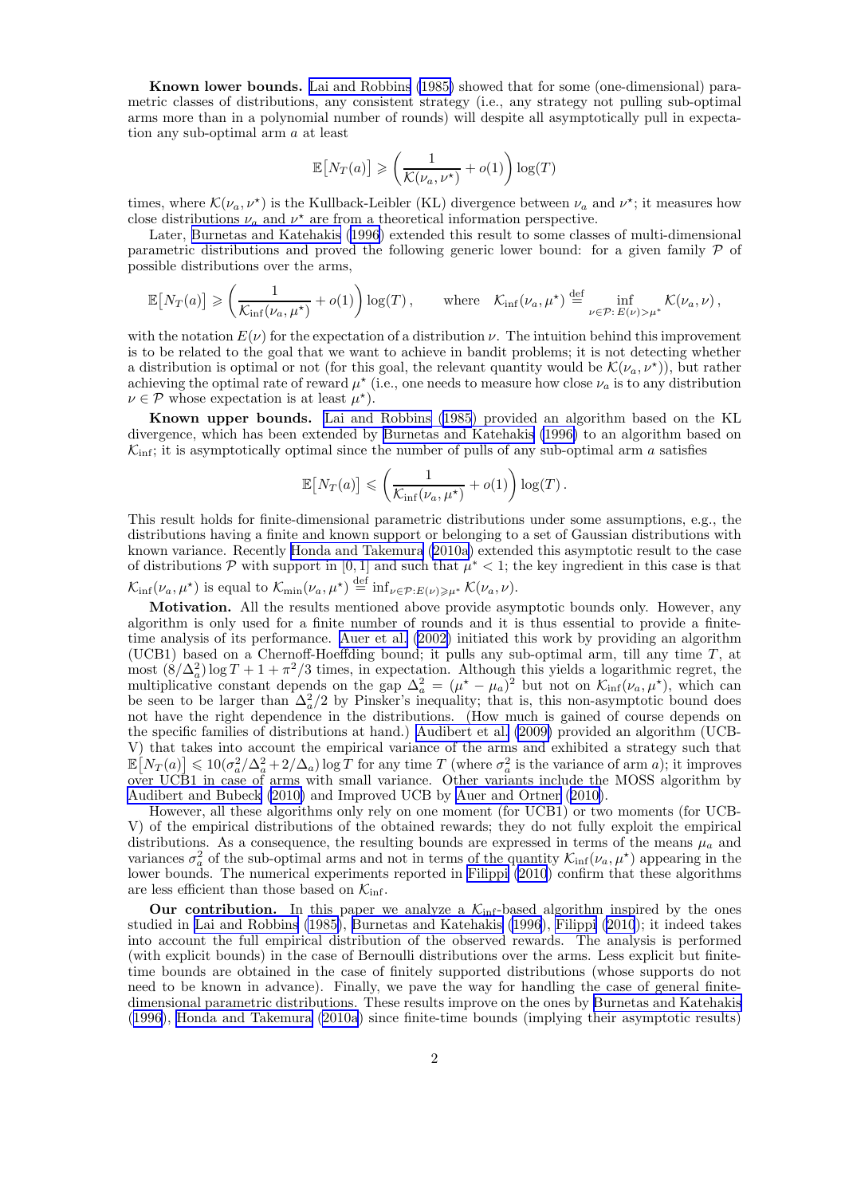**Known lower bounds.** Lai and Robbins (1985) showed that for some (one-dimensional) parametric classes of distributions, any consistent strategy (i.e., any strategy not pulling sub-optimal arms more than in a polynomial number of rounds) will despite all asymptotically pull in expectation any sub-optimal arm $a$ at least

$$\mathbb{E}\big[N_T(a)\big] \geqslant \left(\frac{1}{\mathcal{K}(\nu_a,\nu^\star)}+o(1)\right)\log(T)$$

times, where $\mathcal{K}(\nu_a,\nu^\star)$ is the Kullback-Leibler (KL) divergence between $\nu_a$ and $\nu^\star$; it measures how close distributions $\nu_a$ and $\nu^\star$ are from a theoretical information perspective.

Later, Burnetas and Katehakis (1996) extended this result to some classes of multi-dimensional parametric distributions and proved the following generic lower bound: for a given family $\mathcal{P}$ of possible distributions over the arms,

$$\mathbb{E}\big[N_T(a)\big] \geqslant \left(\frac{1}{\mathcal{K}_{\inf}(\nu_a,\mu^\star)}+o(1)\right)\log(T)\,, \qquad \text{where} \quad \mathcal{K}_{\inf}(\nu_a,\mu^\star) \stackrel{\text{def}}{=} \inf_{\nu\in\mathcal{P}:\,E(\nu)>\mu^\star}\mathcal{K}(\nu_a,\nu)\,,$$

with the notation $E(\nu)$ for the expectation of a distribution $\nu$. The intuition behind this improvement is to be related to the goal that we want to achieve in bandit problems; it is not detecting whether a distribution is optimal or not (for this goal, the relevant quantity would be $\mathcal{K}(\nu_a,\nu^\star)$), but rather achieving the optimal rate of reward $\mu^\star$ (i.e., one needs to measure how close $\nu_a$ is to any distribution $\nu \in \mathcal{P}$ whose expectation is at least $\mu^\star$).

**Known upper bounds.** Lai and Robbins (1985) provided an algorithm based on the KL divergence, which has been extended by Burnetas and Katehakis (1996) to an algorithm based on $\mathcal{K}_{\inf}$; it is asymptotically optimal since the number of pulls of any sub-optimal arm $a$ satisfies

$$\mathbb{E}\big[N_T(a)\big] \leqslant \left(\frac{1}{\mathcal{K}_{\inf}(\nu_a,\mu^\star)}+o(1)\right)\log(T)\,.$$

This result holds for finite-dimensional parametric distributions under some assumptions, e.g., the distributions having a finite and known support or belonging to a set of Gaussian distributions with known variance. Recently Honda and Takemura (2010a) extended this asymptotic result to the case of distributions $\mathcal{P}$ with support in $[0,1]$ and such that $\mu^* < 1$; the key ingredient in this case is that $\mathcal{K}_{\inf}(\nu_a,\mu^\star)$ is equal to $\mathcal{K}_{\min}(\nu_a,\mu^\star) \stackrel{\text{def}}{=} \inf_{\nu\in\mathcal{P}:E(\nu)\geqslant\mu^\star}\mathcal{K}(\nu_a,\nu)$.

**Motivation.** All the results mentioned above provide asymptotic bounds only. However, any algorithm is only used for a finite number of rounds and it is thus essential to provide a finite-time analysis of its performance. Auer et al. (2002) initiated this work by providing an algorithm (UCB1) based on a Chernoff-Hoeffding bound; it pulls any sub-optimal arm, till any time $T$, at most $(8/\Delta_a^2)\log T + 1 + \pi^2/3$ times, in expectation. Although this yields a logarithmic regret, the multiplicative constant depends on the gap $\Delta_a^2 = (\mu^\star - \mu_a)^2$ but not on $\mathcal{K}_{\inf}(\nu_a,\mu^\star)$, which can be seen to be larger than $\Delta_a^2/2$ by Pinsker's inequality; that is, this non-asymptotic bound does not have the right dependence in the distributions. (How much is gained of course depends on the specific families of distributions at hand.) Audibert et al. (2009) provided an algorithm (UCB-V) that takes into account the empirical variance of the arms and exhibited a strategy such that $\mathbb{E}\big[N_T(a)\big] \leqslant 10(\sigma_a^2/\Delta_a^2 + 2/\Delta_a)\log T$ for any time $T$ (where $\sigma_a^2$ is the variance of arm $a$); it improves over UCB1 in case of arms with small variance. Other variants include the MOSS algorithm by Audibert and Bubeck (2010) and Improved UCB by Auer and Ortner (2010).

However, all these algorithms only rely on one moment (for UCB1) or two moments (for UCB-V) of the empirical distributions of the obtained rewards; they do not fully exploit the empirical distributions. As a consequence, the resulting bounds are expressed in terms of the means $\mu_a$ and variances $\sigma_a^2$ of the sub-optimal arms and not in terms of the quantity $\mathcal{K}_{\inf}(\nu_a,\mu^\star)$ appearing in the lower bounds. The numerical experiments reported in Filippi (2010) confirm that these algorithms are less efficient than those based on $\mathcal{K}_{\inf}$.

**Our contribution.** In this paper we analyze a $\mathcal{K}_{\inf}$-based algorithm inspired by the ones studied in Lai and Robbins (1985), Burnetas and Katehakis (1996), Filippi (2010); it indeed takes into account the full empirical distribution of the observed rewards. The analysis is performed (with explicit bounds) in the case of Bernoulli distributions over the arms. Less explicit but finite-time bounds are obtained in the case of finitely supported distributions (whose supports do not need to be known in advance). Finally, we pave the way for handling the case of general finite-dimensional parametric distributions. These results improve on the ones by Burnetas and Katehakis (1996), Honda and Takemura (2010a) since finite-time bounds (implying their asymptotic results)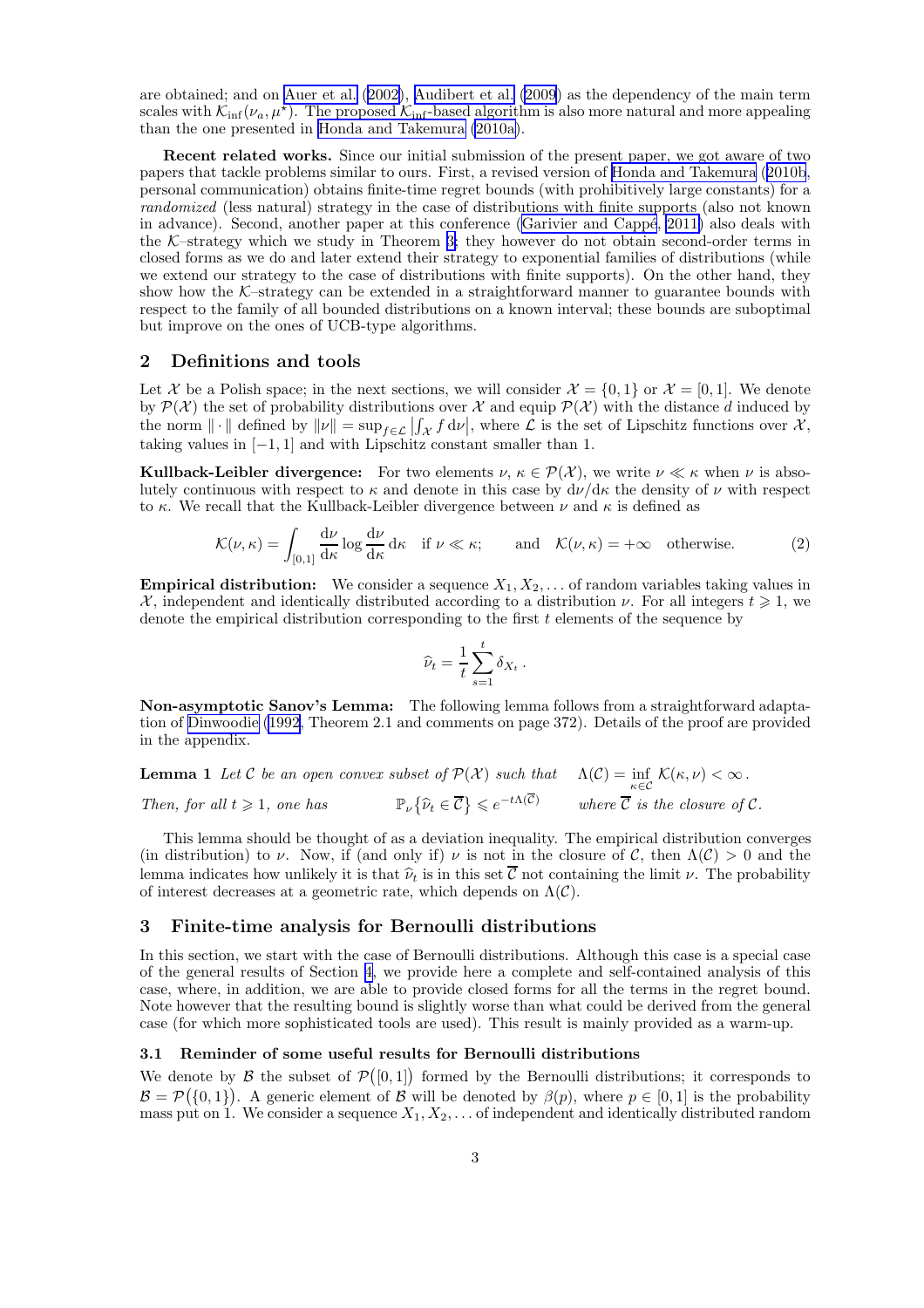are obtained; and on Auer et al. (2002), Audibert et al. (2009) as the dependency of the main term scales with $\mathcal{K}_{\inf}(\nu_a, \mu^\star)$. The proposed $\mathcal{K}_{\inf}$-based algorithm is also more natural and more appealing than the one presented in Honda and Takemura (2010a).

**Recent related works.** Since our initial submission of the present paper, we got aware of two papers that tackle problems similar to ours. First, a revised version of Honda and Takemura (2010b, personal communication) obtains finite-time regret bounds (with prohibitively large constants) for a *randomized* (less natural) strategy in the case of distributions with finite supports (also not known in advance). Second, another paper at this conference (Garivier and Cappé, 2011) also deals with the $\mathcal{K}$–strategy which we study in Theorem 3; they however do not obtain second-order terms in closed forms as we do and later extend their strategy to exponential families of distributions (while we extend our strategy to the case of distributions with finite supports). On the other hand, they show how the $\mathcal{K}$–strategy can be extended in a straightforward manner to guarantee bounds with respect to the family of all bounded distributions on a known interval; these bounds are suboptimal but improve on the ones of UCB-type algorithms.

## 2 Definitions and tools

Let $\mathcal{X}$ be a Polish space; in the next sections, we will consider $\mathcal{X} = \{0,1\}$ or $\mathcal{X} = [0,1]$. We denote by $\mathcal{P}(\mathcal{X})$ the set of probability distributions over $\mathcal{X}$ and equip $\mathcal{P}(\mathcal{X})$ with the distance $d$ induced by the norm $\|\cdot\|$ defined by $\|\nu\| = \sup_{f \in \mathcal{L}} \left| \int_{\mathcal{X}} f \, \mathrm{d}\nu \right|$, where $\mathcal{L}$ is the set of Lipschitz functions over $\mathcal{X}$, taking values in $[-1,1]$ and with Lipschitz constant smaller than 1.

**Kullback-Leibler divergence:** For two elements $\nu, \kappa \in \mathcal{P}(\mathcal{X})$, we write $\nu \ll \kappa$ when $\nu$ is absolutely continuous with respect to $\kappa$ and denote in this case by $\mathrm{d}\nu/\mathrm{d}\kappa$ the density of $\nu$ with respect to $\kappa$. We recall that the Kullback-Leibler divergence between $\nu$ and $\kappa$ is defined as

$$
\mathcal{K}(\nu,\kappa) = \int_{[0,1]} \frac{\mathrm{d}\nu}{\mathrm{d}\kappa} \log \frac{\mathrm{d}\nu}{\mathrm{d}\kappa} \, \mathrm{d}\kappa \quad \text{if } \nu \ll \kappa; \qquad \text{and} \quad \mathcal{K}(\nu,\kappa) = +\infty \quad \text{otherwise.} \tag{2}
$$

**Empirical distribution:** We consider a sequence $X_1, X_2, \ldots$ of random variables taking values in $\mathcal{X}$, independent and identically distributed according to a distribution $\nu$. For all integers $t \geqslant 1$, we denote the empirical distribution corresponding to the first $t$ elements of the sequence by

$$
\widehat{\nu}_t = \frac{1}{t} \sum_{s=1}^{t} \delta_{X_t} \,.
$$

**Non-asymptotic Sanov's Lemma:** The following lemma follows from a straightforward adaptation of Dinwoodie (1992, Theorem 2.1 and comments on page 372). Details of the proof are provided in the appendix.

**Lemma 1** *Let $\mathcal{C}$ be an open convex subset of $\mathcal{P}(\mathcal{X})$ such that* $\quad \Lambda(\mathcal{C}) = \inf_{\kappa \in \mathcal{C}} \mathcal{K}(\kappa, \nu) < \infty$.

*Then, for all $t \geqslant 1$, one has* $\qquad \mathbb{P}_\nu \{ \widehat{\nu}_t \in \overline{\mathcal{C}} \} \leqslant e^{-t \Lambda(\overline{\mathcal{C}})} \qquad$ *where $\overline{\mathcal{C}}$ is the closure of $\mathcal{C}$.*

This lemma should be thought of as a deviation inequality. The empirical distribution converges (in distribution) to $\nu$. Now, if (and only if) $\nu$ is not in the closure of $\mathcal{C}$, then $\Lambda(\mathcal{C}) > 0$ and the lemma indicates how unlikely it is that $\widehat{\nu}_t$ is in this set $\overline{\mathcal{C}}$ not containing the limit $\nu$. The probability of interest decreases at a geometric rate, which depends on $\Lambda(\mathcal{C})$.

## 3 Finite-time analysis for Bernoulli distributions

In this section, we start with the case of Bernoulli distributions. Although this case is a special case of the general results of Section 4, we provide here a complete and self-contained analysis of this case, where, in addition, we are able to provide closed forms for all the terms in the regret bound. Note however that the resulting bound is slightly worse than what could be derived from the general case (for which more sophisticated tools are used). This result is mainly provided as a warm-up.

### 3.1 Reminder of some useful results for Bernoulli distributions

We denote by $\mathcal{B}$ the subset of $\mathcal{P}([0,1])$ formed by the Bernoulli distributions; it corresponds to $\mathcal{B} = \mathcal{P}(\{0,1\})$. A generic element of $\mathcal{B}$ will be denoted by $\beta(p)$, where $p \in [0,1]$ is the probability mass put on 1. We consider a sequence $X_1, X_2, \ldots$ of independent and identically distributed random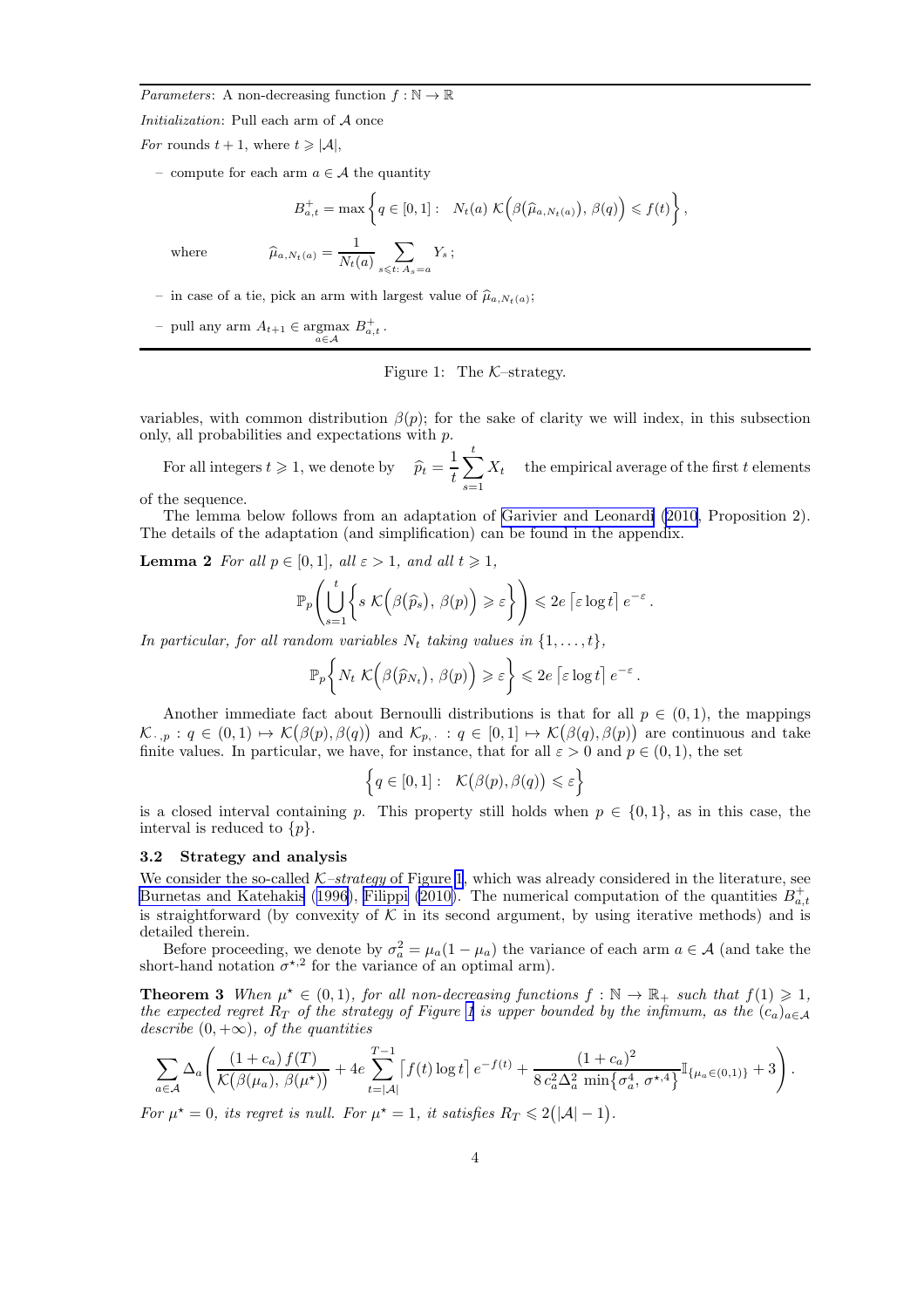*Parameters*: A non-decreasing function $f : \mathbb{N} \to \mathbb{R}$

*Initialization*: Pull each arm of $\mathcal{A}$ once

*For* rounds $t+1$, where $t \geqslant |\mathcal{A}|$,

– compute for each arm $a \in \mathcal{A}$ the quantity

$$B^+_{a,t} = \max\left\{ q \in [0,1] : \quad N_t(a)\, \mathcal{K}\Big(\beta\big(\widehat{\mu}_{a,N_t(a)}\big),\, \beta(q)\Big) \leqslant f(t) \right\},$$

where $\qquad \widehat{\mu}_{a,N_t(a)} = \dfrac{1}{N_t(a)} \displaystyle\sum_{s \leqslant t:\, A_s = a} Y_s\,;$

– in case of a tie, pick an arm with largest value of $\widehat{\mu}_{a,N_t(a)}$;

– pull any arm $A_{t+1} \in \underset{a \in \mathcal{A}}{\operatorname{argmax}}\ B^+_{a,t}\,.$

Figure 1: The $\mathcal{K}$–strategy.

variables, with common distribution $\beta(p)$; for the sake of clarity we will index, in this subsection only, all probabilities and expectations with $p$.

For all integers $t \geqslant 1$, we denote by $\quad \widehat{p}_t = \dfrac{1}{t}\displaystyle\sum_{s=1}^{t} X_t \quad$ the empirical average of the first $t$ elements of the sequence.

The lemma below follows from an adaptation of Garivier and Leonardi (2010, Proposition 2). The details of the adaptation (and simplification) can be found in the appendix.

**Lemma 2** *For all $p \in [0,1]$, all $\varepsilon > 1$, and all $t \geqslant 1$,*

$$\mathbb{P}_p\left( \bigcup_{s=1}^{t} \Big\{ s\; \mathcal{K}\Big(\beta\big(\widehat{p}_s\big),\, \beta(p)\Big) \geqslant \varepsilon \Big\} \right) \leqslant 2e\, \lceil \varepsilon \log t \rceil\, e^{-\varepsilon}\,.$$

*In particular, for all random variables $N_t$ taking values in $\{1,\ldots,t\}$,*

$$\mathbb{P}_p\Big\{ N_t\; \mathcal{K}\Big(\beta\big(\widehat{p}_{N_t}\big),\, \beta(p)\Big) \geqslant \varepsilon \Big\} \leqslant 2e\, \lceil \varepsilon \log t \rceil\, e^{-\varepsilon}\,.$$

Another immediate fact about Bernoulli distributions is that for all $p \in (0,1)$, the mappings $\mathcal{K}_{\,\cdot\,,p} : q \in (0,1) \mapsto \mathcal{K}\big(\beta(p), \beta(q)\big)$ and $\mathcal{K}_{p,\,\cdot} : q \in [0,1] \mapsto \mathcal{K}\big(\beta(q), \beta(p)\big)$ are continuous and take finite values. In particular, we have, for instance, that for all $\varepsilon > 0$ and $p \in (0,1)$, the set

$$\Big\{ q \in [0,1] : \quad \mathcal{K}\big(\beta(p), \beta(q)\big) \leqslant \varepsilon \Big\}$$

is a closed interval containing $p$. This property still holds when $p \in \{0,1\}$, as in this case, the interval is reduced to $\{p\}$.

### 3.2 Strategy and analysis

We consider the so-called *$\mathcal{K}$–strategy* of Figure 1, which was already considered in the literature, see Burnetas and Katehakis (1996), Filippi (2010). The numerical computation of the quantities $B^+_{a,t}$ is straightforward (by convexity of $\mathcal{K}$ in its second argument, by using iterative methods) and is detailed therein.

Before proceeding, we denote by $\sigma_a^2 = \mu_a(1-\mu_a)$ the variance of each arm $a \in \mathcal{A}$ (and take the short-hand notation $\sigma^{\star,2}$ for the variance of an optimal arm).

**Theorem 3** *When $\mu^\star \in (0,1)$, for all non-decreasing functions $f : \mathbb{N} \to \mathbb{R}_+$ such that $f(1) \geqslant 1$, the expected regret $R_T$ of the strategy of Figure 1 is upper bounded by the infimum, as the $(c_a)_{a \in \mathcal{A}}$ describe $(0,+\infty)$, of the quantities*

$$\sum_{a \in \mathcal{A}} \Delta_a \left( \frac{(1+c_a)\, f(T)}{\mathcal{K}\big(\beta(\mu_a),\, \beta(\mu^\star)\big)} + 4e \sum_{t=|\mathcal{A}|}^{T-1} \big\lceil f(t) \log t \big\rceil\, e^{-f(t)} + \frac{(1+c_a)^2}{8\, c_a^2 \Delta_a^2 \, \min\big\{\sigma_a^4,\, \sigma^{\star,4}\big\}} \mathbb{I}_{\{\mu_a \in (0,1)\}} + 3 \right).$$

*For $\mu^\star = 0$, its regret is null. For $\mu^\star = 1$, it satisfies $R_T \leqslant 2\big(|\mathcal{A}| - 1\big)$.*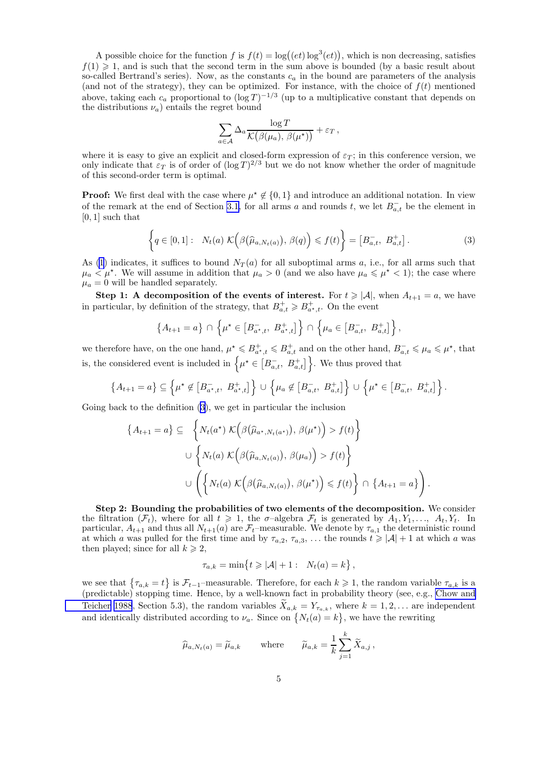A possible choice for the function $f$ is $f(t) = \log\big((et)\log^3(et)\big)$, which is non decreasing, satisfies $f(1) \geqslant 1$, and is such that the second term in the sum above is bounded (by a basic result about so-called Bertrand's series). Now, as the constants $c_a$ in the bound are parameters of the analysis (and not of the strategy), they can be optimized. For instance, with the choice of $f(t)$ mentioned above, taking each $c_a$ proportional to $(\log T)^{-1/3}$ (up to a multiplicative constant that depends on the distributions $\nu_a$) entails the regret bound

$$\sum_{a\in\mathcal{A}} \Delta_a \frac{\log T}{\mathcal{K}\big(\beta(\mu_a),\, \beta(\mu^\star)\big)} + \varepsilon_T\,,$$

where it is easy to give an explicit and closed-form expression of $\varepsilon_T$; in this conference version, we only indicate that $\varepsilon_T$ is of order of $(\log T)^{2/3}$ but we do not know whether the order of magnitude of this second-order term is optimal.

**Proof:** We first deal with the case where $\mu^\star \notin \{0,1\}$ and introduce an additional notation. In view of the remark at the end of Section 3.1, for all arms $a$ and rounds $t$, we let $B^-_{a,t}$ be the element in $[0,1]$ such that

$$\left\{q \in [0,1] : \ \ N_t(a)\, \mathcal{K}\Big(\beta\big(\widehat{\mu}_{a,N_t(a)}\big),\, \beta(q)\Big) \leqslant f(t)\right\} = \big[B^-_{a,t},\ B^+_{a,t}\big]\,. \tag{3}$$

As (1) indicates, it suffices to bound $N_T(a)$ for all suboptimal arms $a$, i.e., for all arms such that $\mu_a < \mu^\star$. We will assume in addition that $\mu_a > 0$ (and we also have $\mu_a \leqslant \mu^\star < 1$); the case where $\mu_a = 0$ will be handled separately.

**Step 1: A decomposition of the events of interest.** For $t \geqslant |\mathcal{A}|$, when $A_{t+1} = a$, we have in particular, by definition of the strategy, that $B^+_{a,t} \geqslant B^+_{a^\star,t}$. On the event

$$\big\{A_{t+1} = a\big\} \cap \Big\{\mu^\star \in \big[B^-_{a^\star,t},\ B^+_{a^\star,t}\big]\Big\} \cap \Big\{\mu_a \in \big[B^-_{a,t},\ B^+_{a,t}\big]\Big\}\,,$$

we therefore have, on the one hand, $\mu^\star \leqslant B^+_{a^\star,t} \leqslant B^+_{a,t}$ and on the other hand, $B^-_{a,t} \leqslant \mu_a \leqslant \mu^\star$, that is, the considered event is included in $\Big\{\mu^\star \in \big[B^-_{a,t},\ B^+_{a,t}\big]\Big\}$. We thus proved that

$$\big\{A_{t+1} = a\big\} \subseteq \Big\{\mu^\star \notin \big[B^-_{a^\star,t},\ B^+_{a^\star,t}\big]\Big\} \cup \Big\{\mu_a \notin \big[B^-_{a,t},\ B^+_{a,t}\big]\Big\} \cup \Big\{\mu^\star \in \big[B^-_{a,t},\ B^+_{a,t}\big]\Big\}\,.$$

Going back to the definition (3), we get in particular the inclusion

$$\begin{aligned}
\big\{A_{t+1} = a\big\} \subseteq \ & \left\{N_t(a^\star)\, \mathcal{K}\Big(\beta\big(\widehat{\mu}_{a^\star,N_t(a^\star)}\big),\, \beta(\mu^\star)\Big) > f(t)\right\} \\
& \cup \left\{N_t(a)\, \mathcal{K}\Big(\beta\big(\widehat{\mu}_{a,N_t(a)}\big),\, \beta(\mu_a)\Big) > f(t)\right\} \\
& \cup \left(\left\{N_t(a)\, \mathcal{K}\Big(\beta\big(\widehat{\mu}_{a,N_t(a)}\big),\, \beta(\mu^\star)\Big) \leqslant f(t)\right\} \cap \big\{A_{t+1} = a\big\}\right).
\end{aligned}$$

**Step 2: Bounding the probabilities of two elements of the decomposition.** We consider the filtration $(\mathcal{F}_t)$, where for all $t \geqslant 1$, the $\sigma$–algebra $\mathcal{F}_t$ is generated by $A_1, Y_1, \ldots,\ A_t, Y_t$. In particular, $A_{t+1}$ and thus all $N_{t+1}(a)$ are $\mathcal{F}_t$–measurable. We denote by $\tau_{a,1}$ the deterministic round at which $a$ was pulled for the first time and by $\tau_{a,2},\, \tau_{a,3}, \ldots$ the rounds $t \geqslant |\mathcal{A}|+1$ at which $a$ was then played; since for all $k \geqslant 2$,

$$\tau_{a,k} = \min\big\{t \geqslant |\mathcal{A}|+1 : \ \ N_t(a) = k\big\}\,,$$

we see that $\big\{\tau_{a,k} = t\big\}$ is $\mathcal{F}_{t-1}$–measurable. Therefore, for each $k \geqslant 1$, the random variable $\tau_{a,k}$ is a (predictable) stopping time. Hence, by a well-known fact in probability theory (see, e.g., Chow and Teicher 1988, Section 5.3), the random variables $\widetilde{X}_{a,k} = Y_{\tau_{a,k}}$, where $k = 1, 2, \ldots$ are independent and identically distributed according to $\nu_a$. Since on $\big\{N_t(a) = k\big\}$, we have the rewriting

$$\widehat{\mu}_{a,N_t(a)} = \widetilde{\mu}_{a,k} \qquad \text{where} \qquad \widetilde{\mu}_{a,k} = \frac{1}{k}\sum_{j=1}^{k} \widetilde{X}_{a,j}\,,$$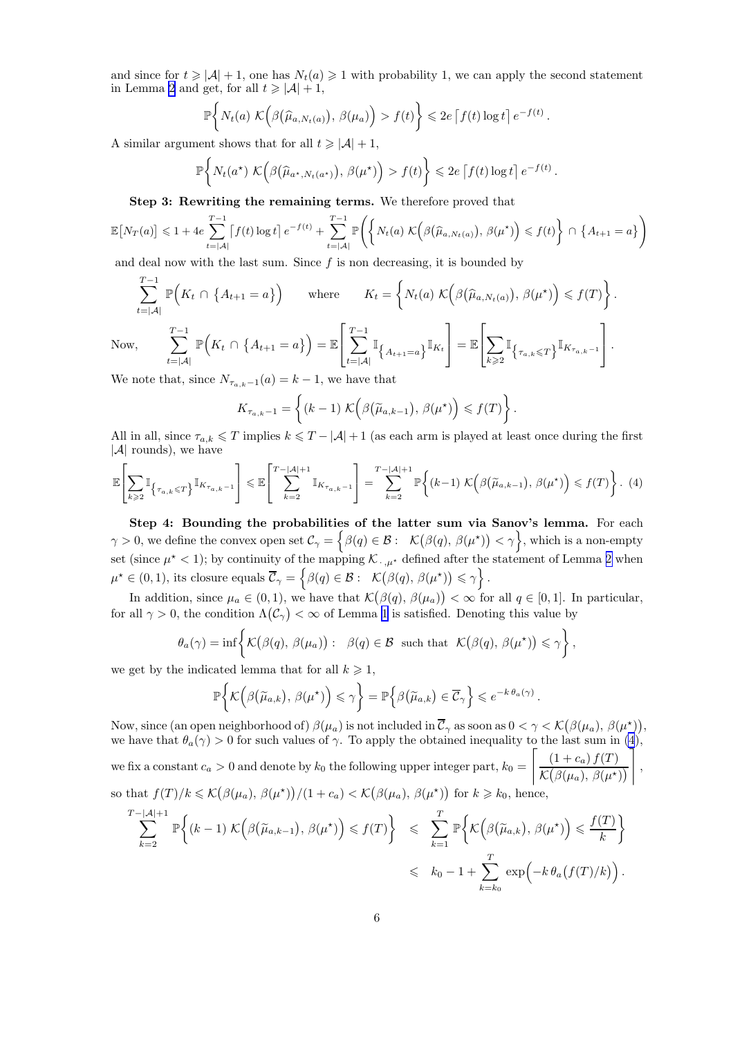and since for $t \geqslant |\mathcal{A}|+1$, one has $N_t(a) \geqslant 1$ with probability 1, we can apply the second statement in Lemma 2 and get, for all $t \geqslant |\mathcal{A}|+1$,

$$\mathbb{P}\Big\{ N_t(a)\; \mathcal{K}\Big(\beta\big(\widehat{\mu}_{a,N_t(a)}\big),\, \beta(\mu_a)\Big) > f(t) \Big\} \leqslant 2e \,\big\lceil f(t) \log t \big\rceil \, e^{-f(t)} \,.$$

A similar argument shows that for all $t \geqslant |\mathcal{A}|+1$,

$$\mathbb{P}\Big\{ N_t(a^\star)\; \mathcal{K}\Big(\beta\big(\widehat{\mu}_{a^\star,N_t(a^\star)}\big),\, \beta(\mu^\star)\Big) > f(t) \Big\} \leqslant 2e \,\big\lceil f(t) \log t \big\rceil \, e^{-f(t)} \,.$$

**Step 3: Rewriting the remaining terms.** We therefore proved that

$$\mathbb{E}\big[N_T(a)\big] \leqslant 1 + 4e \sum_{t=|\mathcal{A}|}^{T-1} \big\lceil f(t) \log t \big\rceil \, e^{-f(t)} + \sum_{t=|\mathcal{A}|}^{T-1} \mathbb{P}\bigg( \Big\{ N_t(a)\; \mathcal{K}\Big(\beta\big(\widehat{\mu}_{a,N_t(a)}\big),\, \beta(\mu^\star)\Big) \leqslant f(t) \Big\} \cap \big\{ A_{t+1} = a \big\} \bigg)$$

and deal now with the last sum. Since $f$ is non decreasing, it is bounded by

$$\sum_{t=|\mathcal{A}|}^{T-1} \mathbb{P}\Big( K_t \,\cap\, \big\{A_{t+1}=a\big\}\Big) \qquad \text{where} \qquad K_t = \Big\{ N_t(a)\; \mathcal{K}\Big(\beta\big(\widehat{\mu}_{a,N_t(a)}\big),\, \beta(\mu^\star)\Big) \leqslant f(T) \Big\}.$$

Now, $\displaystyle \sum_{t=|\mathcal{A}|}^{T-1} \mathbb{P}\Big( K_t \,\cap\, \big\{A_{t+1}=a\big\}\Big) = \mathbb{E}\left[ \sum_{t=|\mathcal{A}|}^{T-1} \mathbb{I}_{\{A_{t+1}=a\}} \mathbb{I}_{K_t} \right] = \mathbb{E}\left[ \sum_{k \geqslant 2} \mathbb{I}_{\{\tau_{a,k} \leqslant T\}} \mathbb{I}_{K_{\tau_{a,k}-1}} \right].$

We note that, since $N_{\tau_{a,k}-1}(a) = k-1$, we have that

$$K_{\tau_{a,k}-1} = \Big\{ (k-1)\; \mathcal{K}\Big(\beta\big(\widetilde{\mu}_{a,k-1}\big),\, \beta(\mu^\star)\Big) \leqslant f(T) \Big\}.$$

All in all, since $\tau_{a,k} \leqslant T$ implies $k \leqslant T-|\mathcal{A}|+1$ (as each arm is played at least once during the first $|\mathcal{A}|$ rounds), we have

$$\mathbb{E}\left[ \sum_{k \geqslant 2} \mathbb{I}_{\{\tau_{a,k} \leqslant T\}} \mathbb{I}_{K_{\tau_{a,k}-1}} \right] \leqslant \mathbb{E}\left[ \sum_{k=2}^{T-|\mathcal{A}|+1} \mathbb{I}_{K_{\tau_{a,k}-1}} \right] = \sum_{k=2}^{T-|\mathcal{A}|+1} \mathbb{P}\Big\{ (k-1)\; \mathcal{K}\Big(\beta\big(\widetilde{\mu}_{a,k-1}\big),\, \beta(\mu^\star)\Big) \leqslant f(T) \Big\}. \quad (4)$$

**Step 4: Bounding the probabilities of the latter sum via Sanov's lemma.** For each $\gamma > 0$, we define the convex open set $\mathcal{C}_\gamma = \Big\{ \beta(q) \in \mathcal{B} : \;\; \mathcal{K}\big(\beta(q),\, \beta(\mu^\star)\big) < \gamma \Big\}$, which is a non-empty set (since $\mu^\star < 1$); by continuity of the mapping $\mathcal{K}_{\,\cdot\,,\mu^\star}$ defined after the statement of Lemma 2 when $\mu^\star \in (0,1)$, its closure equals $\overline{\mathcal{C}}_\gamma = \Big\{ \beta(q) \in \mathcal{B} : \;\; \mathcal{K}\big(\beta(q),\, \beta(\mu^\star)\big) \leqslant \gamma \Big\}$.

In addition, since $\mu_a \in (0,1)$, we have that $\mathcal{K}\big(\beta(q),\, \beta(\mu_a)\big) < \infty$ for all $q \in [0,1]$. In particular, for all $\gamma > 0$, the condition $\Lambda\big(\mathcal{C}_\gamma\big) < \infty$ of Lemma 1 is satisfied. Denoting this value by

$$\theta_a(\gamma) = \inf\Big\{ \mathcal{K}\big(\beta(q),\, \beta(\mu_a)\big) : \;\; \beta(q) \in \mathcal{B} \;\; \text{such that} \;\; \mathcal{K}\big(\beta(q),\, \beta(\mu^\star)\big) \leqslant \gamma \Big\},$$

we get by the indicated lemma that for all $k \geqslant 1$,

$$\mathbb{P}\Big\{ \mathcal{K}\Big(\beta\big(\widetilde{\mu}_{a,k}\big),\, \beta(\mu^\star)\Big) \leqslant \gamma \Big\} = \mathbb{P}\Big\{ \beta\big(\widetilde{\mu}_{a,k}\big) \in \overline{\mathcal{C}}_\gamma \Big\} \leqslant e^{-k\,\theta_a(\gamma)} \,.$$

Now, since (an open neighborhood of) $\beta(\mu_a)$ is not included in $\overline{\mathcal{C}}_\gamma$ as soon as $0 < \gamma < \mathcal{K}\big(\beta(\mu_a),\, \beta(\mu^\star)\big)$, we have that $\theta_a(\gamma) > 0$ for such values of $\gamma$. To apply the obtained inequality to the last sum in (4), we fix a constant $c_a > 0$ and denote by $k_0$ the following upper integer part, $k_0 = \left\lceil \dfrac{(1+c_a)\, f(T)}{\mathcal{K}\big(\beta(\mu_a),\, \beta(\mu^\star)\big)} \right\rceil$, so that $f(T)/k \leqslant \mathcal{K}\big(\beta(\mu_a),\, \beta(\mu^\star)\big)/(1+c_a) < \mathcal{K}\big(\beta(\mu_a),\, \beta(\mu^\star)\big)$ for $k \geqslant k_0$, hence,

$$\begin{aligned}
\sum_{k=2}^{T-|\mathcal{A}|+1} \mathbb{P}\Big\{ (k-1)\; \mathcal{K}\Big(\beta\big(\widetilde{\mu}_{a,k-1}\big),\, \beta(\mu^\star)\Big) \leqslant f(T) \Big\} &\leqslant \sum_{k=1}^{T} \mathbb{P}\Big\{ \mathcal{K}\Big(\beta\big(\widetilde{\mu}_{a,k}\big),\, \beta(\mu^\star)\Big) \leqslant \frac{f(T)}{k} \Big\} \\
&\leqslant k_0 - 1 + \sum_{k=k_0}^{T} \exp\Big(-k\,\theta_a\big(f(T)/k\big)\Big).
\end{aligned}$$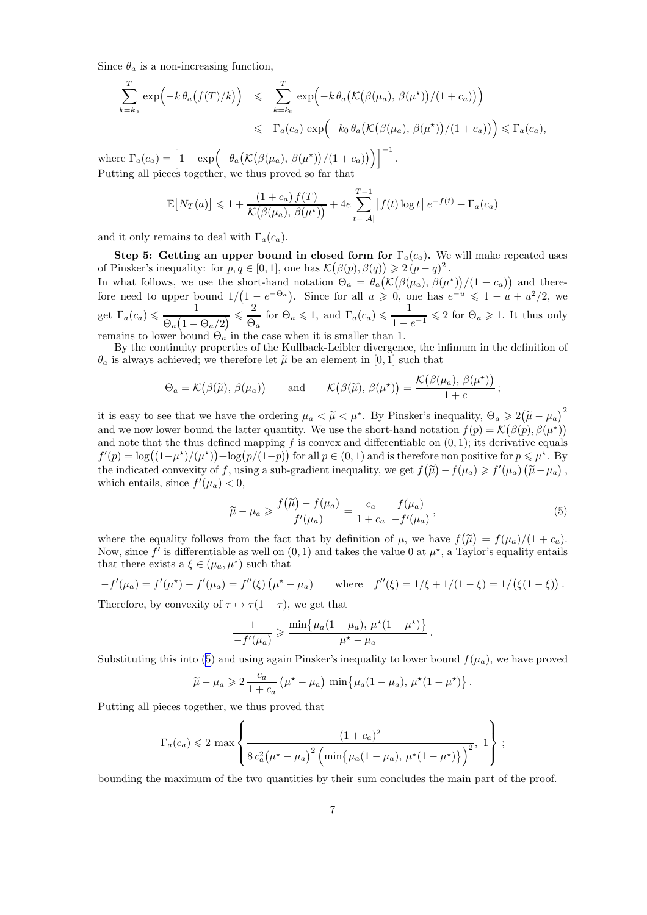Since $\theta_a$ is a non-increasing function,

$$\sum_{k=k_0}^{T} \exp\Big(-k\,\theta_a\big(f(T)/k\big)\Big) \;\leqslant\; \sum_{k=k_0}^{T} \exp\Big(-k\,\theta_a\big(\mathcal{K}\big(\beta(\mu_a),\,\beta(\mu^\star)\big)/(1+c_a)\big)\Big)$$
$$\leqslant\; \Gamma_a(c_a)\,\exp\Big(-k_0\,\theta_a\big(\mathcal{K}\big(\beta(\mu_a),\,\beta(\mu^\star)\big)/(1+c_a)\big)\Big) \leqslant \Gamma_a(c_a),$$

where $\Gamma_a(c_a) = \Big[1-\exp\Big(-\theta_a\big(\mathcal{K}\big(\beta(\mu_a),\,\beta(\mu^\star)\big)/(1+c_a)\big)\Big)\Big]^{-1}$.
Putting all pieces together, we thus proved so far that

$$\mathbb{E}\big[N_T(a)\big] \leqslant 1 + \frac{(1+c_a)\,f(T)}{\mathcal{K}\big(\beta(\mu_a),\,\beta(\mu^\star)\big)} + 4e\sum_{t=|\mathcal{A}|}^{T-1}\big\lceil f(t)\log t\big\rceil\, e^{-f(t)} + \Gamma_a(c_a)$$

and it only remains to deal with $\Gamma_a(c_a)$.

**Step 5: Getting an upper bound in closed form for $\Gamma_a(c_a)$.** We will make repeated uses of Pinsker's inequality: for $p,q\in[0,1]$, one has $\mathcal{K}\big(\beta(p),\beta(q)\big)\geqslant 2\,(p-q)^2$.
In what follows, we use the short-hand notation $\Theta_a = \theta_a\big(\mathcal{K}\big(\beta(\mu_a),\,\beta(\mu^\star)\big)/(1+c_a)\big)$ and therefore need to upper bound $1/\big(1-e^{-\Theta_a}\big)$. Since for all $u\geqslant 0$, one has $e^{-u}\leqslant 1-u+u^2/2$, we get $\Gamma_a(c_a)\leqslant \dfrac{1}{\Theta_a\big(1-\Theta_a/2\big)} \leqslant \dfrac{2}{\Theta_a}$ for $\Theta_a\leqslant 1$, and $\Gamma_a(c_a)\leqslant \dfrac{1}{1-e^{-1}}\leqslant 2$ for $\Theta_a\geqslant 1$. It thus only remains to lower bound $\Theta_a$ in the case when it is smaller than 1.

By the continuity properties of the Kullback-Leibler divergence, the infimum in the definition of $\theta_a$ is always achieved; we therefore let $\widetilde{\mu}$ be an element in $[0,1]$ such that

$$\Theta_a = \mathcal{K}\big(\beta(\widetilde{\mu}),\,\beta(\mu_a)\big) \qquad\text{and}\qquad \mathcal{K}\big(\beta(\widetilde{\mu}),\,\beta(\mu^\star)\big) = \frac{\mathcal{K}\big(\beta(\mu_a),\,\beta(\mu^\star)\big)}{1+c}\,;$$

it is easy to see that we have the ordering $\mu_a<\widetilde{\mu}<\mu^\star$. By Pinsker's inequality, $\Theta_a\geqslant 2\big(\widetilde{\mu}-\mu_a\big)^2$ and we now lower bound the latter quantity. We use the short-hand notation $f(p)=\mathcal{K}\big(\beta(p),\beta(\mu^\star)\big)$ and note that the thus defined mapping $f$ is convex and differentiable on $(0,1)$; its derivative equals $f'(p)=\log\big((1-\mu^\star)/(\mu^\star)\big)+\log\big(p/(1-p)\big)$ for all $p\in(0,1)$ and is therefore non positive for $p\leqslant\mu^\star$. By the indicated convexity of $f$, using a sub-gradient inequality, we get $f\big(\widetilde{\mu}\big)-f(\mu_a)\geqslant f'(\mu_a)\,\big(\widetilde{\mu}-\mu_a\big)$, which entails, since $f'(\mu_a)<0$,

$$\widetilde{\mu}-\mu_a \geqslant \frac{f\big(\widetilde{\mu}\big)-f(\mu_a)}{f'(\mu_a)} = \frac{c_a}{1+c_a}\,\frac{f(\mu_a)}{-f'(\mu_a)}\,, \tag{5}$$

where the equality follows from the fact that by definition of $\mu$, we have $f\big(\widetilde{\mu}\big)=f(\mu_a)/(1+c_a)$. Now, since $f'$ is differentiable as well on $(0,1)$ and takes the value 0 at $\mu^\star$, a Taylor's equality entails that there exists a $\xi\in(\mu_a,\mu^\star)$ such that

$$-f'(\mu_a) = f'(\mu^\star)-f'(\mu_a) = f''(\xi)\,\big(\mu^\star-\mu_a\big) \qquad\text{where}\quad f''(\xi)=1/\xi+1/(1-\xi)=1/\big(\xi(1-\xi)\big)\,.$$

Therefore, by convexity of $\tau\mapsto\tau(1-\tau)$, we get that

$$\frac{1}{-f'(\mu_a)} \geqslant \frac{\min\big\{\mu_a(1-\mu_a),\,\mu^\star(1-\mu^\star)\big\}}{\mu^\star-\mu_a}\,.$$

Substituting this into (5) and using again Pinsker's inequality to lower bound $f(\mu_a)$, we have proved

$$\widetilde{\mu}-\mu_a \geqslant 2\,\frac{c_a}{1+c_a}\,\big(\mu^\star-\mu_a\big)\,\min\big\{\mu_a(1-\mu_a),\,\mu^\star(1-\mu^\star)\big\}\,.$$

Putting all pieces together, we thus proved that

$$\Gamma_a(c_a) \leqslant 2\,\max\left\{\frac{(1+c_a)^2}{8\,c_a^2\big(\mu^\star-\mu_a\big)^2\Big(\min\big\{\mu_a(1-\mu_a),\,\mu^\star(1-\mu^\star)\big\}\Big)^2},\;1\right\}\,;$$

bounding the maximum of the two quantities by their sum concludes the main part of the proof.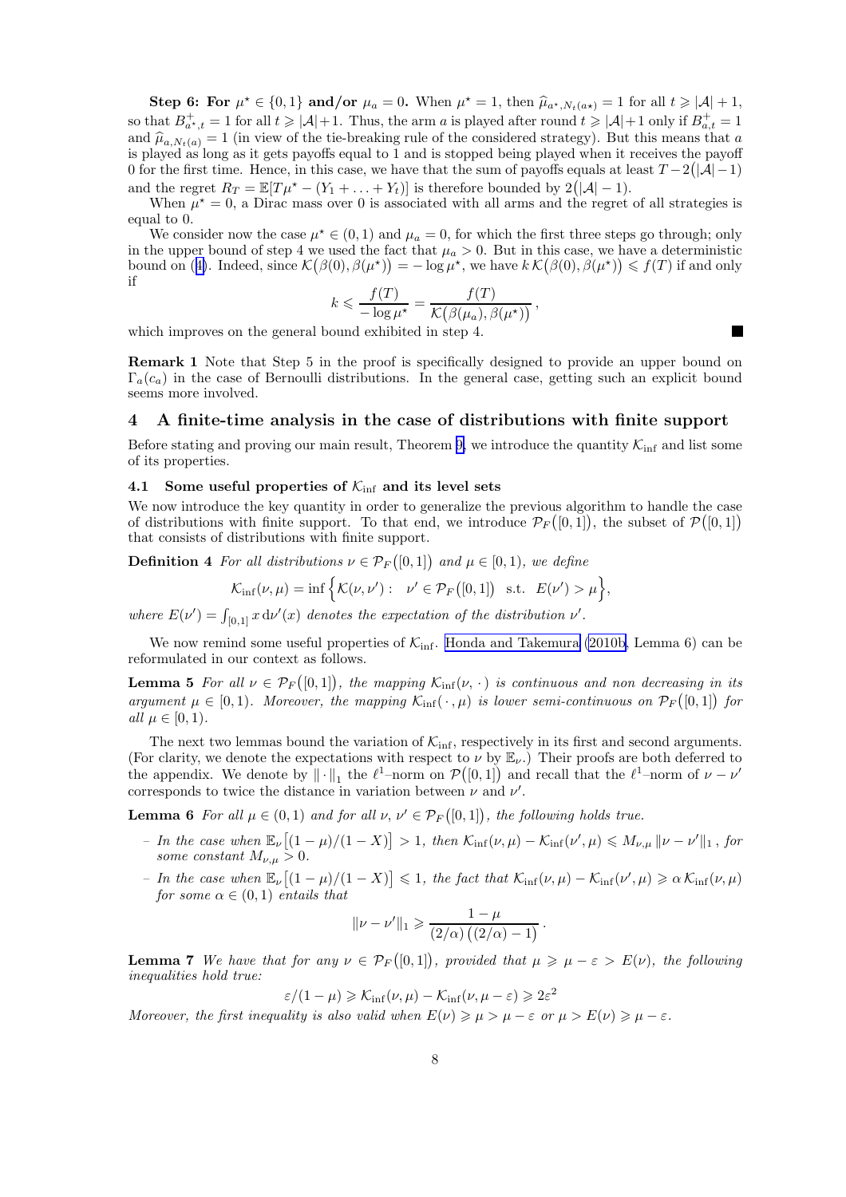**Step 6: For $\mu^\star \in \{0,1\}$ and/or $\mu_a = 0$.** When $\mu^\star = 1$, then $\widehat{\mu}_{a^\star, N_t(a^\star)} = 1$ for all $t \geqslant |\mathcal{A}|+1$, so that $B^+_{a^\star,t} = 1$ for all $t \geqslant |\mathcal{A}|+1$. Thus, the arm $a$ is played after round $t \geqslant |\mathcal{A}|+1$ only if $B^+_{a,t} = 1$ and $\widehat{\mu}_{a,N_t(a)} = 1$ (in view of the tie-breaking rule of the considered strategy). But this means that $a$ is played as long as it gets payoffs equal to 1 and is stopped being played when it receives the payoff 0 for the first time. Hence, in this case, we have that the sum of payoffs equals at least $T - 2\big(|\mathcal{A}|-1\big)$ and the regret $R_T = \mathbb{E}[T\mu^\star - (Y_1 + \ldots + Y_t)]$ is therefore bounded by $2\big(|\mathcal{A}|-1\big)$.

When $\mu^\star = 0$, a Dirac mass over 0 is associated with all arms and the regret of all strategies is equal to 0.

We consider now the case $\mu^\star \in (0,1)$ and $\mu_a = 0$, for which the first three steps go through; only in the upper bound of step 4 we used the fact that $\mu_a > 0$. But in this case, we have a deterministic bound on (4). Indeed, since $\mathcal{K}\big(\beta(0), \beta(\mu^\star)\big) = -\log \mu^\star$, we have $k\,\mathcal{K}\big(\beta(0),\beta(\mu^\star)\big) \leqslant f(T)$ if and only if

$$k \leqslant \frac{f(T)}{-\log \mu^\star} = \frac{f(T)}{\mathcal{K}\big(\beta(\mu_a),\beta(\mu^\star)\big)}\,,$$

which improves on the general bound exhibited in step 4. ∎

**Remark 1** Note that Step 5 in the proof is specifically designed to provide an upper bound on $\Gamma_a(c_a)$ in the case of Bernoulli distributions. In the general case, getting such an explicit bound seems more involved.

## 4 A finite-time analysis in the case of distributions with finite support

Before stating and proving our main result, Theorem 9, we introduce the quantity $\mathcal{K}_{\inf}$ and list some of its properties.

### 4.1 Some useful properties of $\mathcal{K}_{\inf}$ and its level sets

We now introduce the key quantity in order to generalize the previous algorithm to handle the case of distributions with finite support. To that end, we introduce $\mathcal{P}_F\big([0,1]\big)$, the subset of $\mathcal{P}\big([0,1]\big)$ that consists of distributions with finite support.

**Definition 4** *For all distributions $\nu \in \mathcal{P}_F\big([0,1]\big)$ and $\mu \in [0,1)$, we define*

$$\mathcal{K}_{\inf}(\nu,\mu) = \inf\Big\{\mathcal{K}(\nu,\nu') : \quad \nu' \in \mathcal{P}_F\big([0,1]\big) \quad \text{s.t.} \quad E(\nu') > \mu\Big\},$$

*where $E(\nu') = \int_{[0,1]} x \,\mathrm{d}\nu'(x)$ denotes the expectation of the distribution $\nu'$.*

We now remind some useful properties of $\mathcal{K}_{\inf}$. Honda and Takemura (2010b, Lemma 6) can be reformulated in our context as follows.

**Lemma 5** *For all $\nu \in \mathcal{P}_F\big([0,1]\big)$, the mapping $\mathcal{K}_{\inf}(\nu,\,\cdot\,)$ is continuous and non decreasing in its argument $\mu \in [0,1)$. Moreover, the mapping $\mathcal{K}_{\inf}(\,\cdot\,,\mu)$ is lower semi-continuous on $\mathcal{P}_F\big([0,1]\big)$ for all $\mu \in [0,1)$.*

The next two lemmas bound the variation of $\mathcal{K}_{\inf}$, respectively in its first and second arguments. (For clarity, we denote the expectations with respect to $\nu$ by $\mathbb{E}_\nu$.) Their proofs are both deferred to the appendix. We denote by $\|\cdot\|_1$ the $\ell^1$–norm on $\mathcal{P}\big([0,1]\big)$ and recall that the $\ell^1$–norm of $\nu - \nu'$ corresponds to twice the distance in variation between $\nu$ and $\nu'$.

**Lemma 6** *For all $\mu \in (0,1)$ and for all $\nu,\,\nu' \in \mathcal{P}_F\big([0,1]\big)$, the following holds true.*

- *In the case when $\mathbb{E}_\nu\big[(1-\mu)/(1-X)\big] > 1$, then $\mathcal{K}_{\inf}(\nu,\mu) - \mathcal{K}_{\inf}(\nu',\mu) \leqslant M_{\nu,\mu}\,\|\nu-\nu'\|_1$, for some constant $M_{\nu,\mu} > 0$.*
- *In the case when $\mathbb{E}_\nu\big[(1-\mu)/(1-X)\big] \leqslant 1$, the fact that $\mathcal{K}_{\inf}(\nu,\mu) - \mathcal{K}_{\inf}(\nu',\mu) \geqslant \alpha\,\mathcal{K}_{\inf}(\nu,\mu)$ for some $\alpha \in (0,1)$ entails that*

$$\|\nu-\nu'\|_1 \geqslant \frac{1-\mu}{(2/\alpha)\big((2/\alpha)-1\big)}\,.$$

**Lemma 7** *We have that for any $\nu \in \mathcal{P}_F\big([0,1]\big)$, provided that $\mu \geqslant \mu - \varepsilon > E(\nu)$, the following inequalities hold true:*

$$\varepsilon/(1-\mu) \geqslant \mathcal{K}_{\inf}(\nu,\mu) - \mathcal{K}_{\inf}(\nu,\mu-\varepsilon) \geqslant 2\varepsilon^2$$

*Moreover, the first inequality is also valid when $E(\nu) \geqslant \mu > \mu - \varepsilon$ or $\mu > E(\nu) \geqslant \mu - \varepsilon$.*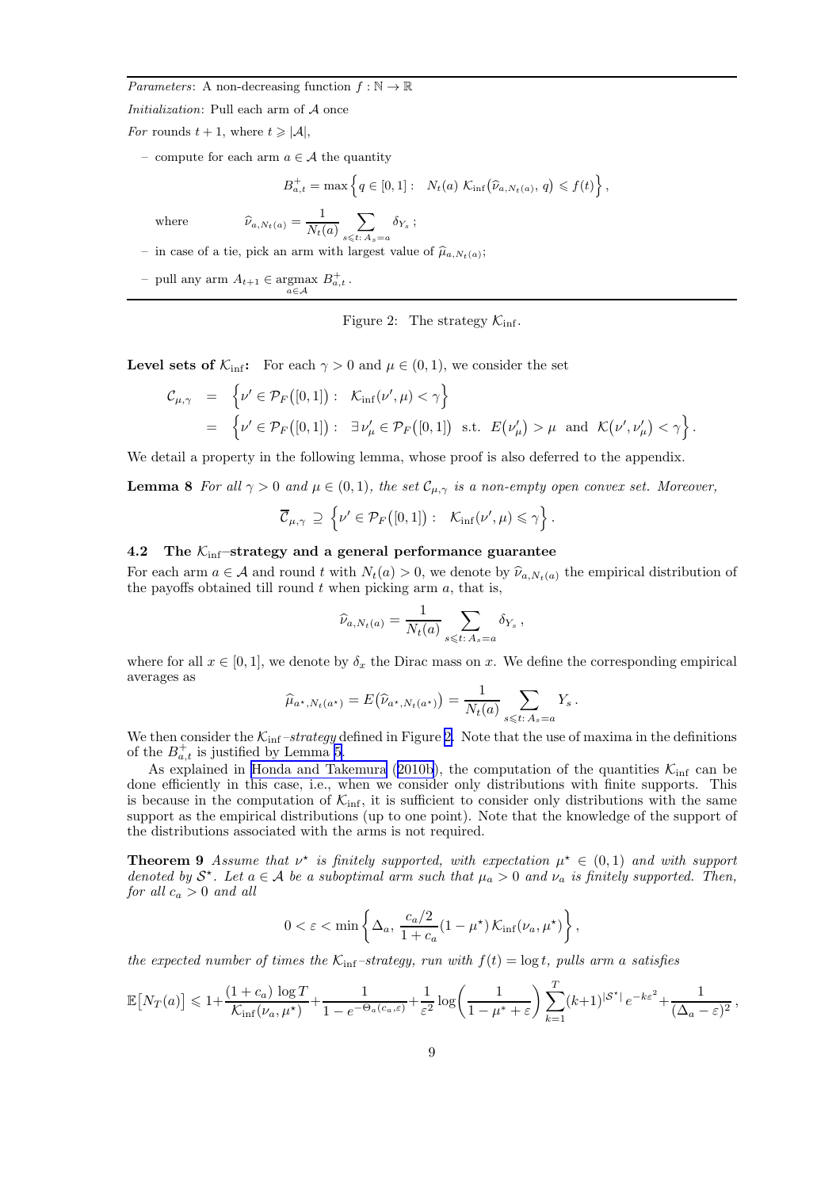*Parameters*: A non-decreasing function $f : \mathbb{N} \to \mathbb{R}$

*Initialization*: Pull each arm of $\mathcal{A}$ once

*For* rounds $t+1$, where $t \geqslant |\mathcal{A}|$,

– compute for each arm $a \in \mathcal{A}$ the quantity

$$B^+_{a,t} = \max\Bigl\{ q \in [0,1] : \ \ N_t(a)\, \mathcal{K}_{\inf}\bigl(\widehat{\nu}_{a,N_t(a)},\, q\bigr) \leqslant f(t) \Bigr\},$$

where $\qquad \widehat{\nu}_{a,N_t(a)} = \dfrac{1}{N_t(a)} \displaystyle\sum_{s \leqslant t:\, A_s = a} \delta_{Y_s}\,;$

– in case of a tie, pick an arm with largest value of $\widehat{\mu}_{a,N_t(a)}$;

– pull any arm $A_{t+1} \in \underset{a\in\mathcal{A}}{\operatorname{argmax}}\ B^+_{a,t}\,.$

Figure 2: The strategy $\mathcal{K}_{\inf}$.

**Level sets of $\mathcal{K}_{\inf}$:** For each $\gamma > 0$ and $\mu \in (0,1)$, we consider the set

$$\begin{aligned}
\mathcal{C}_{\mu,\gamma} &= \Bigl\{ \nu' \in \mathcal{P}_F\bigl([0,1]\bigr) : \ \ \mathcal{K}_{\inf}(\nu',\mu) < \gamma \Bigr\} \\
&= \Bigl\{ \nu' \in \mathcal{P}_F\bigl([0,1]\bigr) : \ \ \exists\, \nu'_\mu \in \mathcal{P}_F\bigl([0,1]\bigr) \ \text{ s.t. } \ E\bigl(\nu'_\mu\bigr) > \mu \ \text{ and } \ \mathcal{K}(\nu', \nu'_\mu) < \gamma \Bigr\}.
\end{aligned}$$

We detail a property in the following lemma, whose proof is also deferred to the appendix.

**Lemma 8** *For all $\gamma > 0$ and $\mu \in (0,1)$, the set $\mathcal{C}_{\mu,\gamma}$ is a non-empty open convex set. Moreover,*

$$\overline{\mathcal{C}}_{\mu,\gamma} \supseteq \Bigl\{ \nu' \in \mathcal{P}_F\bigl([0,1]\bigr) : \ \ \mathcal{K}_{\inf}(\nu',\mu) \leqslant \gamma \Bigr\}.$$

### 4.2 The $\mathcal{K}_{\inf}$–strategy and a general performance guarantee

For each arm $a \in \mathcal{A}$ and round $t$ with $N_t(a) > 0$, we denote by $\widehat{\nu}_{a,N_t(a)}$ the empirical distribution of the payoffs obtained till round $t$ when picking arm $a$, that is,

$$\widehat{\nu}_{a,N_t(a)} = \frac{1}{N_t(a)} \sum_{s \leqslant t:\, A_s = a} \delta_{Y_s}\,,$$

where for all $x \in [0,1]$, we denote by $\delta_x$ the Dirac mass on $x$. We define the corresponding empirical averages as

$$\widehat{\mu}_{a^\star,N_t(a^\star)} = E\bigl(\widehat{\nu}_{a^\star,N_t(a^\star)}\bigr) = \frac{1}{N_t(a)} \sum_{s \leqslant t:\, A_s = a} Y_s\,.$$

We then consider the $\mathcal{K}_{\inf}$*–strategy* defined in Figure 2. Note that the use of maxima in the definitions of the $B^+_{a,t}$ is justified by Lemma 5.

As explained in Honda and Takemura (2010b), the computation of the quantities $\mathcal{K}_{\inf}$ can be done efficiently in this case, i.e., when we consider only distributions with finite supports. This is because in the computation of $\mathcal{K}_{\inf}$, it is sufficient to consider only distributions with the same support as the empirical distributions (up to one point). Note that the knowledge of the support of the distributions associated with the arms is not required.

**Theorem 9** *Assume that $\nu^\star$ is finitely supported, with expectation $\mu^\star \in (0,1)$ and with support denoted by $\mathcal{S}^\star$. Let $a \in \mathcal{A}$ be a suboptimal arm such that $\mu_a > 0$ and $\nu_a$ is finitely supported. Then, for all $c_a > 0$ and all*

$$0 < \varepsilon < \min\left\{ \Delta_a,\ \frac{c_a/2}{1+c_a}(1-\mu^\star)\,\mathcal{K}_{\inf}(\nu_a,\mu^\star) \right\},$$

*the expected number of times the $\mathcal{K}_{\inf}$–strategy, run with $f(t) = \log t$, pulls arm $a$ satisfies*

$$\mathbb{E}\bigl[N_T(a)\bigr] \leqslant 1 + \frac{(1+c_a)\log T}{\mathcal{K}_{\inf}(\nu_a,\mu^\star)} + \frac{1}{1-e^{-\Theta_a(c_a,\varepsilon)}} + \frac{1}{\varepsilon^2}\log\left(\frac{1}{1-\mu^* + \varepsilon}\right) \sum_{k=1}^{T} (k+1)^{|\mathcal{S}^\star|}\, e^{-k\varepsilon^2} + \frac{1}{(\Delta_a - \varepsilon)^2}\,,$$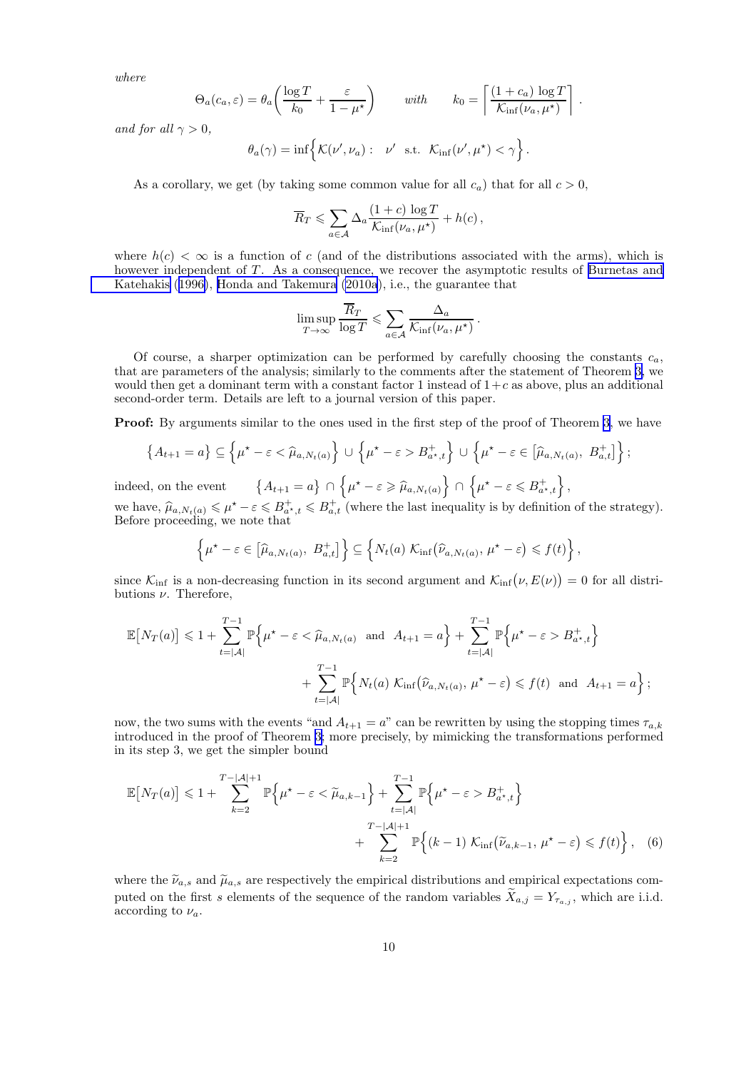*where*

$$\Theta_a(c_a, \varepsilon) = \theta_a\left(\frac{\log T}{k_0} + \frac{\varepsilon}{1-\mu^\star}\right) \qquad \textit{with} \qquad k_0 = \left\lceil \frac{(1+c_a)\,\log T}{\mathcal{K}_{\inf}(\nu_a,\mu^\star)} \right\rceil .$$

*and for all* $\gamma > 0$,

$$\theta_a(\gamma) = \inf\Bigl\{ \mathcal{K}(\nu', \nu_a) : \quad \nu' \;\; \text{s.t.} \;\; \mathcal{K}_{\inf}(\nu', \mu^\star) < \gamma \Bigr\} .$$

As a corollary, we get (by taking some common value for all $c_a$) that for all $c > 0$,

$$\overline{R}_T \leqslant \sum_{a \in \mathcal{A}} \Delta_a \frac{(1+c)\,\log T}{\mathcal{K}_{\inf}(\nu_a,\mu^\star)} + h(c)\,,$$

where $h(c) < \infty$ is a function of $c$ (and of the distributions associated with the arms), which is however independent of $T$. As a consequence, we recover the asymptotic results of Burnetas and Katehakis (1996), Honda and Takemura (2010a), i.e., the guarantee that

$$\limsup_{T \to \infty} \frac{\overline{R}_T}{\log T} \leqslant \sum_{a \in \mathcal{A}} \frac{\Delta_a}{\mathcal{K}_{\inf}(\nu_a,\mu^\star)} \,.$$

Of course, a sharper optimization can be performed by carefully choosing the constants $c_a$, that are parameters of the analysis; similarly to the comments after the statement of Theorem 3, we would then get a dominant term with a constant factor 1 instead of $1+c$ as above, plus an additional second-order term. Details are left to a journal version of this paper.

**Proof:** By arguments similar to the ones used in the first step of the proof of Theorem 3, we have

$$\bigl\{A_{t+1} = a\bigr\} \subseteq \Bigl\{\mu^\star - \varepsilon < \widehat{\mu}_{a,N_t(a)}\Bigr\} \cup \Bigl\{\mu^\star - \varepsilon > B^+_{a^\star,t}\Bigr\} \cup \Bigl\{\mu^\star - \varepsilon \in \bigl[\widehat{\mu}_{a,N_t(a)},\; B^+_{a,t}\bigr]\Bigr\}\,;$$

indeed, on the event $\quad \bigl\{A_{t+1} = a\bigr\} \cap \Bigl\{\mu^\star - \varepsilon \geqslant \widehat{\mu}_{a,N_t(a)}\Bigr\} \cap \Bigl\{\mu^\star - \varepsilon \leqslant B^+_{a^\star,t}\Bigr\}$,
we have, $\widehat{\mu}_{a,N_t(a)} \leqslant \mu^\star - \varepsilon \leqslant B^+_{a^\star,t} \leqslant B^+_{a,t}$ (where the last inequality is by definition of the strategy). Before proceeding, we note that

$$\Bigl\{\mu^\star - \varepsilon \in \bigl[\widehat{\mu}_{a,N_t(a)},\; B^+_{a,t}\bigr]\Bigr\} \subseteq \Bigl\{ N_t(a)\; \mathcal{K}_{\inf}\bigl(\widehat{\nu}_{a,N_t(a)},\, \mu^\star - \varepsilon\bigr) \leqslant f(t) \Bigr\}\,,$$

since $\mathcal{K}_{\inf}$ is a non-decreasing function in its second argument and $\mathcal{K}_{\inf}\bigl(\nu, E(\nu)\bigr) = 0$ for all distributions $\nu$. Therefore,

$$\begin{aligned}
\mathbb{E}\bigl[N_T(a)\bigr] \leqslant 1 + \sum_{t=|\mathcal{A}|}^{T-1} \mathbb{P}\Bigl\{\mu^\star - \varepsilon < \widehat{\mu}_{a,N_t(a)} \;\text{ and }\; A_{t+1} = a\Bigr\} + \sum_{t=|\mathcal{A}|}^{T-1} \mathbb{P}\Bigl\{\mu^\star - \varepsilon > B^+_{a^\star,t}\Bigr\} \\
+ \sum_{t=|\mathcal{A}|}^{T-1} \mathbb{P}\Bigl\{ N_t(a)\; \mathcal{K}_{\inf}\bigl(\widehat{\nu}_{a,N_t(a)},\, \mu^\star - \varepsilon\bigr) \leqslant f(t) \;\text{ and }\; A_{t+1} = a \Bigr\}\,;
\end{aligned}$$

now, the two sums with the events "and $A_{t+1} = a$" can be rewritten by using the stopping times $\tau_{a,k}$ introduced in the proof of Theorem 3; more precisely, by mimicking the transformations performed in its step 3, we get the simpler bound

$$\begin{aligned}
\mathbb{E}\bigl[N_T(a)\bigr] \leqslant 1 + \sum_{k=2}^{T-|\mathcal{A}|+1} \mathbb{P}\Bigl\{\mu^\star - \varepsilon < \widetilde{\mu}_{a,k-1}\Bigr\} + \sum_{t=|\mathcal{A}|}^{T-1} \mathbb{P}\Bigl\{\mu^\star - \varepsilon > B^+_{a^\star,t}\Bigr\} \\
+ \sum_{k=2}^{T-|\mathcal{A}|+1} \mathbb{P}\Bigl\{ (k-1)\; \mathcal{K}_{\inf}\bigl(\widetilde{\nu}_{a,k-1},\, \mu^\star - \varepsilon\bigr) \leqslant f(t) \Bigr\}\,, \quad (6)
\end{aligned}$$

where the $\widetilde{\nu}_{a,s}$ and $\widetilde{\mu}_{a,s}$ are respectively the empirical distributions and empirical expectations computed on the first $s$ elements of the sequence of the random variables $\widetilde{X}_{a,j} = Y_{\tau_{a,j}}$, which are i.i.d. according to $\nu_a$.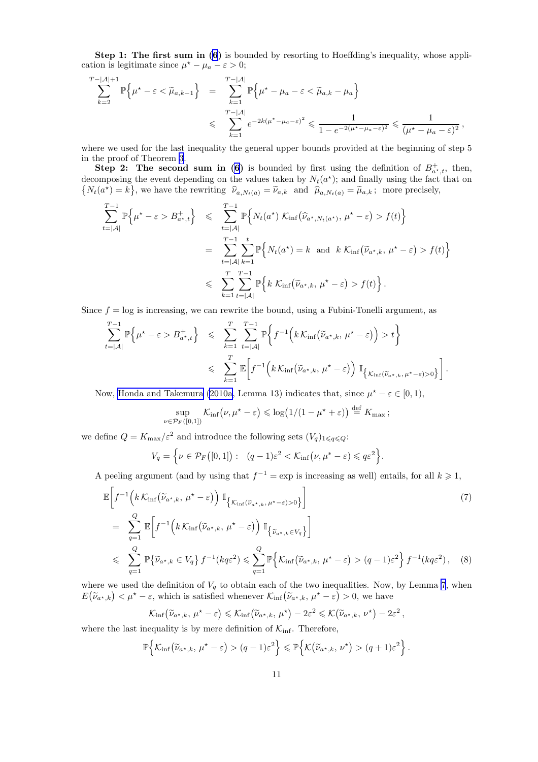**Step 1: The first sum in (6)** is bounded by resorting to Hoeffding's inequality, whose application is legitimate since $\mu^\star - \mu_a - \varepsilon > 0$;

$$\begin{aligned}
\sum_{k=2}^{T-|\mathcal{A}|+1} \mathbb{P}\Big\{\mu^\star - \varepsilon < \widetilde{\mu}_{a,k-1}\Big\} &= \sum_{k=1}^{T-|\mathcal{A}|} \mathbb{P}\Big\{\mu^\star - \mu_a - \varepsilon < \widetilde{\mu}_{a,k} - \mu_a\Big\} \\
&\leqslant \sum_{k=1}^{T-|\mathcal{A}|} e^{-2k(\mu^\star-\mu_a-\varepsilon)^2} \leqslant \frac{1}{1-e^{-2(\mu^\star-\mu_a-\varepsilon)^2}} \leqslant \frac{1}{(\mu^\star-\mu_a-\varepsilon)^2}\,,
\end{aligned}$$

where we used for the last inequality the general upper bounds provided at the beginning of step 5 in the proof of Theorem 3.

**Step 2: The second sum in (6)** is bounded by first using the definition of $B^+_{a^\star,t}$, then, decomposing the event depending on the values taken by $N_t(a^\star)$; and finally using the fact that on $\big\{N_t(a^\star) = k\big\}$, we have the rewriting $\widehat{\nu}_{a,N_t(a)} = \widetilde{\nu}_{a,k}$ and $\widehat{\mu}_{a,N_t(a)} = \widetilde{\mu}_{a,k}$; more precisely,

$$\begin{aligned}
\sum_{t=|\mathcal{A}|}^{T-1} \mathbb{P}\Big\{\mu^\star - \varepsilon > B^+_{a^\star,t}\Big\} &\leqslant \sum_{t=|\mathcal{A}|}^{T-1} \mathbb{P}\Big\{N_t(a^\star)\; \mathcal{K}_{\inf}\big(\widehat{\nu}_{a^\star,N_t(a^\star)},\, \mu^\star-\varepsilon\big) > f(t)\Big\} \\
&= \sum_{t=|\mathcal{A}|}^{T-1}\sum_{k=1}^{t} \mathbb{P}\Big\{N_t(a^\star) = k \;\text{ and }\; k\;\mathcal{K}_{\inf}\big(\widetilde{\nu}_{a^\star,k},\, \mu^\star-\varepsilon\big) > f(t)\Big\} \\
&\leqslant \sum_{k=1}^{T}\sum_{t=|\mathcal{A}|}^{T-1} \mathbb{P}\Big\{k\;\mathcal{K}_{\inf}\big(\widetilde{\nu}_{a^\star,k},\, \mu^\star-\varepsilon\big) > f(t)\Big\}.
\end{aligned}$$

Since $f = \log$ is increasing, we can rewrite the bound, using a Fubini-Tonelli argument, as

$$\begin{aligned}
\sum_{t=|\mathcal{A}|}^{T-1} \mathbb{P}\Big\{\mu^\star - \varepsilon > B^+_{a^\star,t}\Big\} &\leqslant \sum_{k=1}^{T}\sum_{t=|\mathcal{A}|}^{T-1} \mathbb{P}\Big\{f^{-1}\Big(k\,\mathcal{K}_{\inf}\big(\widetilde{\nu}_{a^\star,k},\, \mu^\star-\varepsilon\big)\Big) > t\Big\} \\
&\leqslant \sum_{k=1}^{T} \mathbb{E}\bigg[f^{-1}\Big(k\,\mathcal{K}_{\inf}\big(\widetilde{\nu}_{a^\star,k},\, \mu^\star-\varepsilon\big)\Big)\, \mathbb{I}_{\big\{\mathcal{K}_{\inf}(\widetilde{\nu}_{a^\star,k},\,\mu^\star-\varepsilon)>0\big\}}\bigg].
\end{aligned}$$

Now, Honda and Takemura (2010a, Lemma 13) indicates that, since $\mu^\star - \varepsilon \in [0,1)$,

$$\sup_{\nu\in\mathcal{P}_F([0,1])} \mathcal{K}_{\inf}\big(\nu, \mu^\star-\varepsilon\big) \leqslant \log\big(1/(1-\mu^\star+\varepsilon)\big) \stackrel{\text{def}}{=} K_{\max}\,;$$

we define $Q = K_{\max}/\varepsilon^2$ and introduce the following sets $(V_q)_{1\leqslant q\leqslant Q}$:

$$V_q = \Big\{\nu \in \mathcal{P}_F\big([0,1]\big):\;\; (q-1)\varepsilon^2 < \mathcal{K}_{\inf}\big(\nu,\mu^\star-\varepsilon\big) \leqslant q\varepsilon^2\Big\}.$$

A peeling argument (and by using that $f^{-1} = \exp$ is increasing as well) entails, for all $k \geqslant 1$,

$$\begin{aligned}
&\mathbb{E}\bigg[f^{-1}\Big(k\,\mathcal{K}_{\inf}\big(\widetilde{\nu}_{a^\star,k},\, \mu^\star-\varepsilon\big)\Big)\, \mathbb{I}_{\big\{\mathcal{K}_{\inf}(\widetilde{\nu}_{a^\star,k},\,\mu^\star-\varepsilon)>0\big\}}\bigg] &(7)\\
&= \sum_{q=1}^{Q} \mathbb{E}\bigg[f^{-1}\Big(k\,\mathcal{K}_{\inf}\big(\widetilde{\nu}_{a^\star,k},\, \mu^\star-\varepsilon\big)\Big)\, \mathbb{I}_{\big\{\widetilde{\nu}_{a^\star,k}\in V_q\big\}}\bigg] \\
&\leqslant \sum_{q=1}^{Q} \mathbb{P}\big\{\widetilde{\nu}_{a^\star,k} \in V_q\big\}\, f^{-1}(kq\varepsilon^2) \leqslant \sum_{q=1}^{Q} \mathbb{P}\Big\{\mathcal{K}_{\inf}\big(\widetilde{\nu}_{a^\star,k},\, \mu^\star-\varepsilon\big) > (q-1)\varepsilon^2\Big\}\, f^{-1}(kq\varepsilon^2)\,, &(8)
\end{aligned}$$

where we used the definition of $V_q$ to obtain each of the two inequalities. Now, by Lemma 7, when $E\big(\widetilde{\nu}_{a^\star,k}\big) < \mu^\star - \varepsilon$, which is satisfied whenever $\mathcal{K}_{\inf}\big(\widetilde{\nu}_{a^\star,k},\, \mu^\star-\varepsilon\big) > 0$, we have

$$\mathcal{K}_{\inf}\big(\widetilde{\nu}_{a^\star,k},\, \mu^\star-\varepsilon\big) \leqslant \mathcal{K}_{\inf}\big(\widetilde{\nu}_{a^\star,k},\, \mu^\star\big) - 2\varepsilon^2 \leqslant \mathcal{K}\big(\widetilde{\nu}_{a^\star,k},\, \nu^\star\big) - 2\varepsilon^2\,,$$

where the last inequality is by mere definition of $\mathcal{K}_{\inf}$. Therefore,

$$\mathbb{P}\Big\{\mathcal{K}_{\inf}\big(\widetilde{\nu}_{a^\star,k},\, \mu^\star-\varepsilon\big) > (q-1)\varepsilon^2\Big\} \leqslant \mathbb{P}\Big\{\mathcal{K}\big(\widetilde{\nu}_{a^\star,k},\, \nu^\star\big) > (q+1)\varepsilon^2\Big\}\,.$$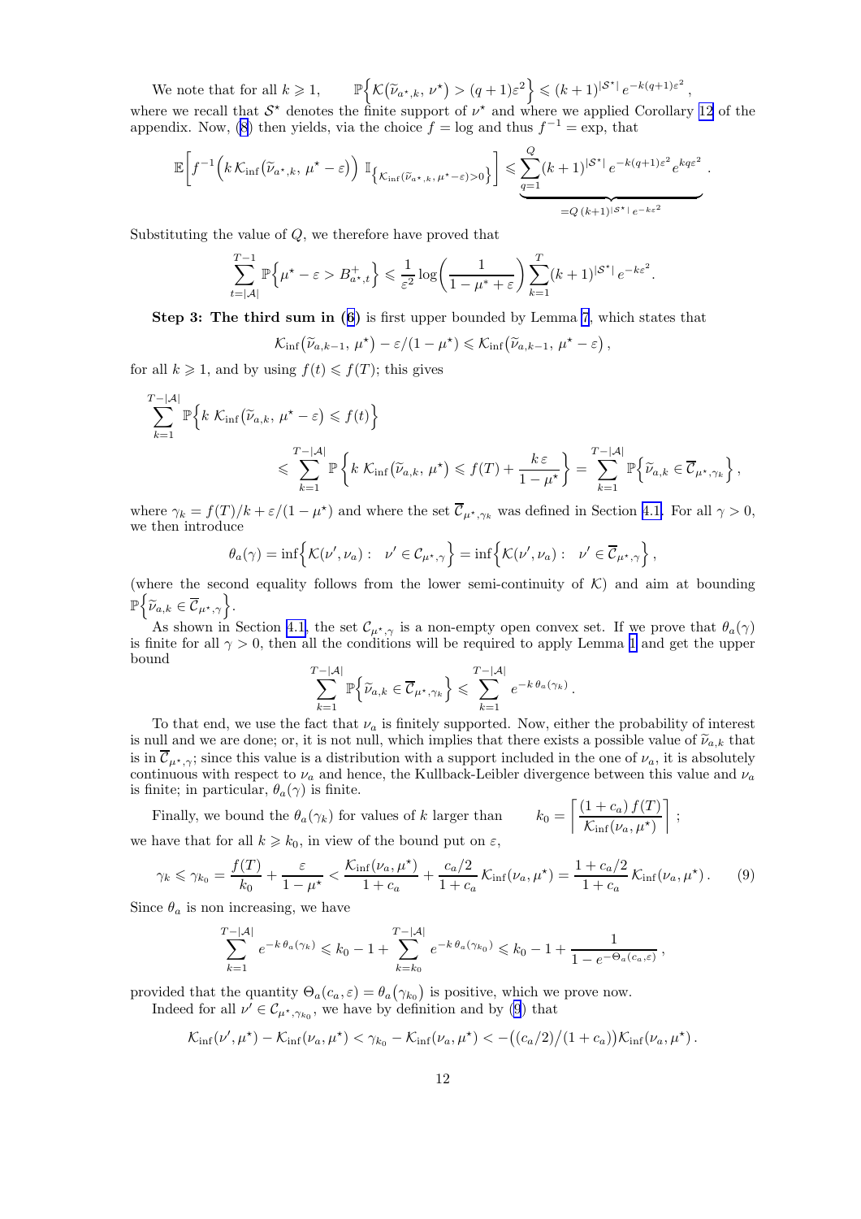We note that for all $k \geqslant 1$, $\qquad \mathbb{P}\Big\{\mathcal{K}\big(\widetilde{\nu}_{a^\star,k},\, \nu^\star\big) > (q+1)\varepsilon^2\Big\} \leqslant (k+1)^{|\mathcal{S}^\star|}\, e^{-k(q+1)\varepsilon^2}\,,$
where we recall that $\mathcal{S}^\star$ denotes the finite support of $\nu^\star$ and where we applied Corollary 12 of the appendix. Now, (8) then yields, via the choice $f = \log$ and thus $f^{-1} = \exp$, that

$$\mathbb{E}\bigg[f^{-1}\Big(k\,\mathcal{K}_{\inf}\big(\widetilde{\nu}_{a^\star,k},\, \mu^\star - \varepsilon\big)\Big)\ \mathbb{I}_{\big\{\mathcal{K}_{\inf}(\widetilde{\nu}_{a^\star,k},\,\mu^\star-\varepsilon)>0\big\}}\bigg] \leqslant \underbrace{\sum_{q=1}^{Q} (k+1)^{|\mathcal{S}^\star|}\, e^{-k(q+1)\varepsilon^2}\, e^{kq\varepsilon^2}}_{=Q\,(k+1)^{|\mathcal{S}^\star|}\,e^{-k\varepsilon^2}}\,.$$

Substituting the value of $Q$, we therefore have proved that

$$\sum_{t=|\mathcal{A}|}^{T-1} \mathbb{P}\Big\{\mu^\star - \varepsilon > B^+_{a^\star,t}\Big\} \leqslant \frac{1}{\varepsilon^2}\log\!\bigg(\frac{1}{1-\mu^\star+\varepsilon}\bigg)\sum_{k=1}^{T}(k+1)^{|\mathcal{S}^\star|}\, e^{-k\varepsilon^2}.$$

**Step 3: The third sum in (6)** is first upper bounded by Lemma 7, which states that

$$\mathcal{K}_{\inf}\big(\widetilde{\nu}_{a,k-1},\, \mu^\star\big) - \varepsilon/(1-\mu^\star) \leqslant \mathcal{K}_{\inf}\big(\widetilde{\nu}_{a,k-1},\, \mu^\star - \varepsilon\big)\,,$$

for all $k \geqslant 1$, and by using $f(t) \leqslant f(T)$; this gives

$$\sum_{k=1}^{T-|\mathcal{A}|} \mathbb{P}\Big\{k\ \mathcal{K}_{\inf}\big(\widetilde{\nu}_{a,k},\, \mu^\star - \varepsilon\big) \leqslant f(t)\Big\}$$

$$\leqslant \sum_{k=1}^{T-|\mathcal{A}|} \mathbb{P}\left\{k\ \mathcal{K}_{\inf}\big(\widetilde{\nu}_{a,k},\, \mu^\star\big) \leqslant f(T) + \frac{k\,\varepsilon}{1-\mu^\star}\right\} = \sum_{k=1}^{T-|\mathcal{A}|} \mathbb{P}\Big\{\widetilde{\nu}_{a,k} \in \overline{\mathcal{C}}_{\mu^\star,\gamma_k}\Big\}\,,$$

where $\gamma_k = f(T)/k + \varepsilon/(1-\mu^\star)$ and where the set $\overline{\mathcal{C}}_{\mu^\star,\gamma_k}$ was defined in Section 4.1. For all $\gamma > 0$, we then introduce

$$\theta_a(\gamma) = \inf\Big\{\mathcal{K}(\nu', \nu_a) :\ \ \nu' \in \mathcal{C}_{\mu^\star,\gamma}\Big\} = \inf\Big\{\mathcal{K}(\nu', \nu_a) :\ \ \nu' \in \overline{\mathcal{C}}_{\mu^\star,\gamma}\Big\}\,,$$

(where the second equality follows from the lower semi-continuity of $\mathcal{K}$) and aim at bounding $\mathbb{P}\Big\{\widetilde{\nu}_{a,k} \in \overline{\mathcal{C}}_{\mu^\star,\gamma}\Big\}$.

As shown in Section 4.1, the set $\mathcal{C}_{\mu^\star,\gamma}$ is a non-empty open convex set. If we prove that $\theta_a(\gamma)$ is finite for all $\gamma > 0$, then all the conditions will be required to apply Lemma 1 and get the upper bound

$$\sum_{k=1}^{T-|\mathcal{A}|} \mathbb{P}\Big\{\widetilde{\nu}_{a,k} \in \overline{\mathcal{C}}_{\mu^\star,\gamma_k}\Big\} \leqslant \sum_{k=1}^{T-|\mathcal{A}|} e^{-k\,\theta_a(\gamma_k)}\,.$$

To that end, we use the fact that $\nu_a$ is finitely supported. Now, either the probability of interest is null and we are done; or, it is not null, which implies that there exists a possible value of $\widetilde{\nu}_{a,k}$ that is in $\overline{\mathcal{C}}_{\mu^\star,\gamma}$; since this value is a distribution with a support included in the one of $\nu_a$, it is absolutely continuous with respect to $\nu_a$ and hence, the Kullback-Leibler divergence between this value and $\nu_a$ is finite; in particular, $\theta_a(\gamma)$ is finite.

Finally, we bound the $\theta_a(\gamma_k)$ for values of $k$ larger than $\qquad k_0 = \left\lceil \dfrac{(1+c_a)\, f(T)}{\mathcal{K}_{\inf}(\nu_a, \mu^\star)} \right\rceil\,;$
we have that for all $k \geqslant k_0$, in view of the bound put on $\varepsilon$,

$$\gamma_k \leqslant \gamma_{k_0} = \frac{f(T)}{k_0} + \frac{\varepsilon}{1-\mu^\star} < \frac{\mathcal{K}_{\inf}(\nu_a,\mu^\star)}{1+c_a} + \frac{c_a/2}{1+c_a}\,\mathcal{K}_{\inf}(\nu_a,\mu^\star) = \frac{1+c_a/2}{1+c_a}\,\mathcal{K}_{\inf}(\nu_a,\mu^\star)\,. \tag{9}$$

Since $\theta_a$ is non increasing, we have

$$\sum_{k=1}^{T-|\mathcal{A}|} e^{-k\,\theta_a(\gamma_k)} \leqslant k_0 - 1 + \sum_{k=k_0}^{T-|\mathcal{A}|} e^{-k\,\theta_a(\gamma_{k_0})} \leqslant k_0 - 1 + \frac{1}{1-e^{-\Theta_a(c_a,\varepsilon)}}\,,$$

provided that the quantity $\Theta_a(c_a,\varepsilon) = \theta_a\big(\gamma_{k_0}\big)$ is positive, which we prove now.

Indeed for all $\nu' \in \mathcal{C}_{\mu^\star,\gamma_{k_0}}$, we have by definition and by (9) that

$$\mathcal{K}_{\inf}(\nu',\mu^\star) - \mathcal{K}_{\inf}(\nu_a,\mu^\star) < \gamma_{k_0} - \mathcal{K}_{\inf}(\nu_a,\mu^\star) < -\big((c_a/2)/(1+c_a)\big)\mathcal{K}_{\inf}(\nu_a,\mu^\star)\,.$$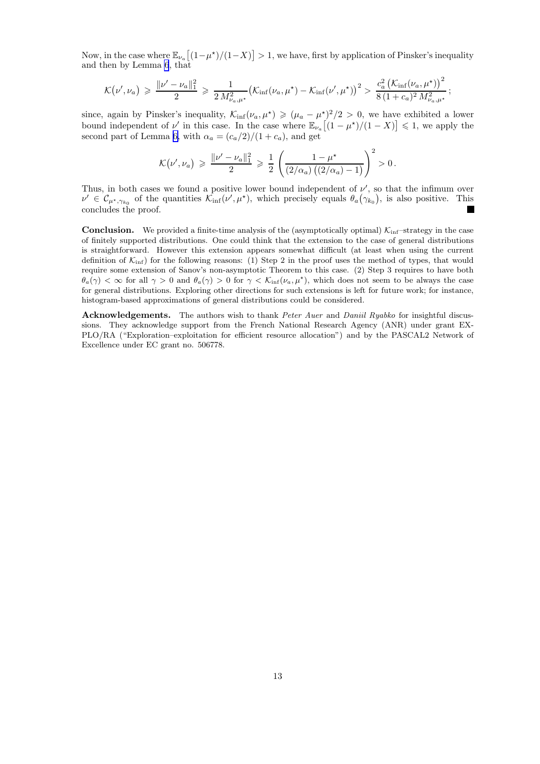Now, in the case where $\mathbb{E}_{\nu_a}\big[(1-\mu^\star)/(1-X)\big] > 1$, we have, first by application of Pinsker's inequality and then by Lemma 6, that

$$\mathcal{K}\big(\nu', \nu_a\big) \;\geqslant\; \frac{\|\nu' - \nu_a\|_1^2}{2} \;\geqslant\; \frac{1}{2\,M_{\nu_a,\mu^\star}^2}\big(\mathcal{K}_{\inf}(\nu_a,\mu^\star) - \mathcal{K}_{\inf}(\nu',\mu^\star)\big)^2 > \frac{c_a^2\,\big(\mathcal{K}_{\inf}(\nu_a,\mu^\star)\big)^2}{8\,(1+c_a)^2\,M_{\nu_a,\mu^\star}^2}\,;$$

since, again by Pinsker's inequality, $\mathcal{K}_{\inf}(\nu_a,\mu^\star) \geqslant (\mu_a - \mu^\star)^2/2 > 0$, we have exhibited a lower bound independent of $\nu'$ in this case. In the case where $\mathbb{E}_{\nu_a}\big[(1-\mu^\star)/(1-X)\big] \leqslant 1$, we apply the second part of Lemma 6, with $\alpha_a = (c_a/2)/(1+c_a)$, and get

$$\mathcal{K}\big(\nu', \nu_a\big) \;\geqslant\; \frac{\|\nu' - \nu_a\|_1^2}{2} \;\geqslant\; \frac{1}{2}\left(\frac{1-\mu^\star}{(2/\alpha_a)\,\big((2/\alpha_a)-1\big)}\right)^2 > 0\,.$$

Thus, in both cases we found a positive lower bound independent of $\nu'$, so that the infimum over $\nu' \in \mathcal{C}_{\mu^\star,\gamma_{k_0}}$ of the quantities $\mathcal{K}_{\inf}(\nu',\mu^\star)$, which precisely equals $\theta_a\big(\gamma_{k_0}\big)$, is also positive. This concludes the proof. ■

**Conclusion.** We provided a finite-time analysis of the (asymptotically optimal) $\mathcal{K}_{\inf}$–strategy in the case of finitely supported distributions. One could think that the extension to the case of general distributions is straightforward. However this extension appears somewhat difficult (at least when using the current definition of $\mathcal{K}_{\inf}$) for the following reasons: (1) Step 2 in the proof uses the method of types, that would require some extension of Sanov's non-asymptotic Theorem to this case. (2) Step 3 requires to have both $\theta_a(\gamma) < \infty$ for all $\gamma > 0$ and $\theta_a(\gamma) > 0$ for $\gamma < \mathcal{K}_{\inf}(\nu_a,\mu^\star)$, which does not seem to be always the case for general distributions. Exploring other directions for such extensions is left for future work; for instance, histogram-based approximations of general distributions could be considered.

**Acknowledgements.** The authors wish to thank *Peter Auer* and *Daniil Ryabko* for insightful discussions. They acknowledge support from the French National Research Agency (ANR) under grant EXPLO/RA ("Exploration–exploitation for efficient resource allocation") and by the PASCAL2 Network of Excellence under EC grant no. 506778.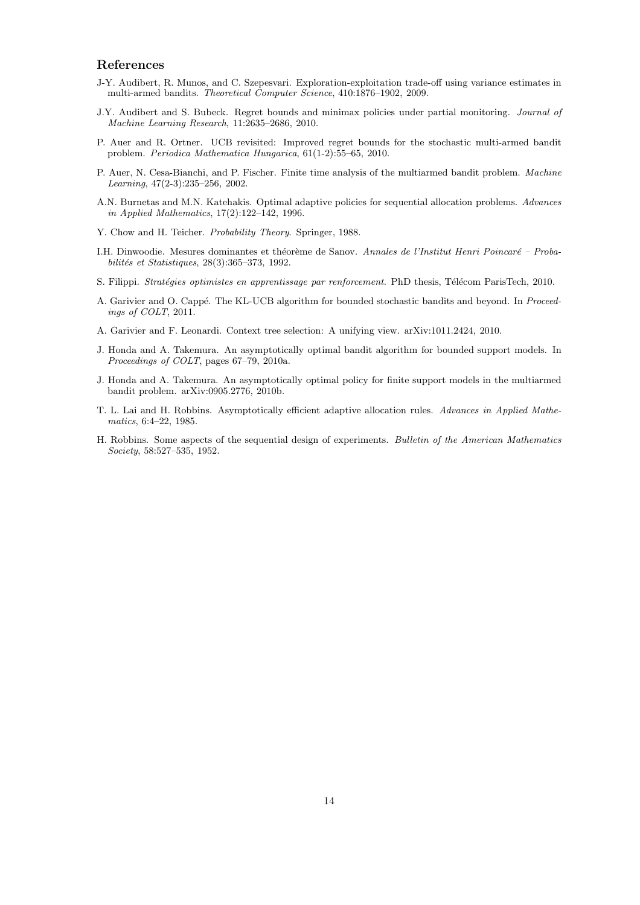## References

J-Y. Audibert, R. Munos, and C. Szepesvari. Exploration-exploitation trade-off using variance estimates in multi-armed bandits. *Theoretical Computer Science*, 410:1876–1902, 2009.

J.Y. Audibert and S. Bubeck. Regret bounds and minimax policies under partial monitoring. *Journal of Machine Learning Research*, 11:2635–2686, 2010.

P. Auer and R. Ortner. UCB revisited: Improved regret bounds for the stochastic multi-armed bandit problem. *Periodica Mathematica Hungarica*, 61(1-2):55–65, 2010.

P. Auer, N. Cesa-Bianchi, and P. Fischer. Finite time analysis of the multiarmed bandit problem. *Machine Learning*, 47(2-3):235–256, 2002.

A.N. Burnetas and M.N. Katehakis. Optimal adaptive policies for sequential allocation problems. *Advances in Applied Mathematics*, 17(2):122–142, 1996.

Y. Chow and H. Teicher. *Probability Theory*. Springer, 1988.

I.H. Dinwoodie. Mesures dominantes et théorème de Sanov. *Annales de l'Institut Henri Poincaré – Probabilités et Statistiques*, 28(3):365–373, 1992.

S. Filippi. *Stratégies optimistes en apprentissage par renforcement*. PhD thesis, Télécom ParisTech, 2010.

A. Garivier and O. Cappé. The KL-UCB algorithm for bounded stochastic bandits and beyond. In *Proceedings of COLT*, 2011.

A. Garivier and F. Leonardi. Context tree selection: A unifying view. arXiv:1011.2424, 2010.

J. Honda and A. Takemura. An asymptotically optimal bandit algorithm for bounded support models. In *Proceedings of COLT*, pages 67–79, 2010a.

J. Honda and A. Takemura. An asymptotically optimal policy for finite support models in the multiarmed bandit problem. arXiv:0905.2776, 2010b.

T. L. Lai and H. Robbins. Asymptotically efficient adaptive allocation rules. *Advances in Applied Mathematics*, 6:4–22, 1985.

H. Robbins. Some aspects of the sequential design of experiments. *Bulletin of the American Mathematics Society*, 58:527–535, 1952.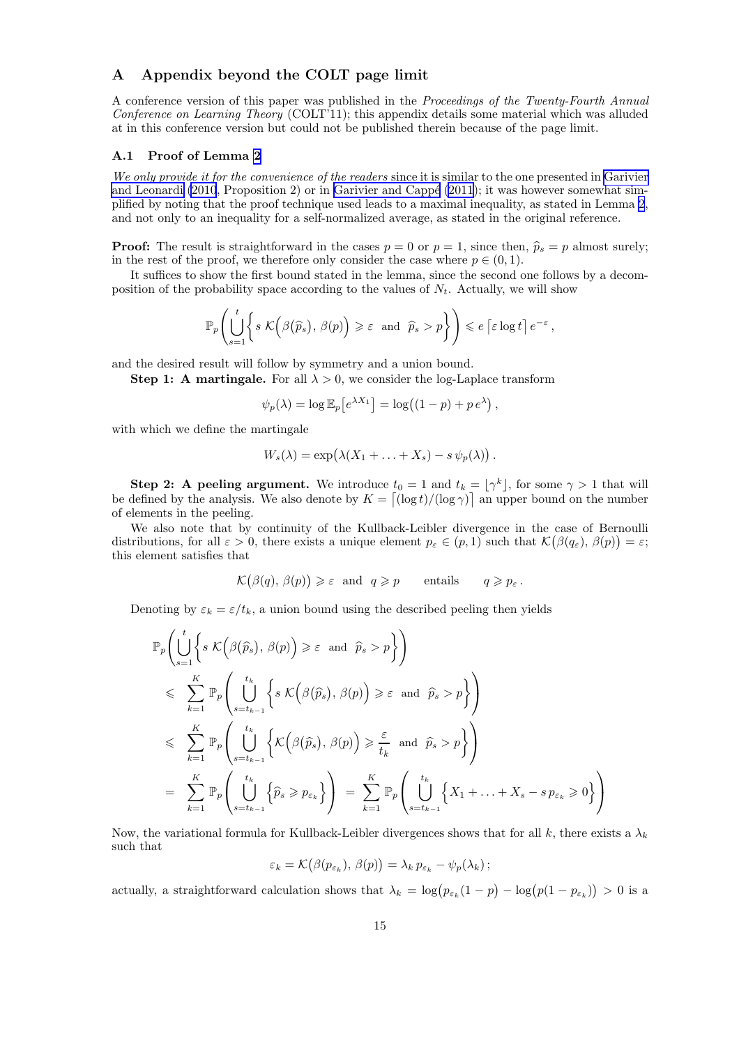## A Appendix beyond the COLT page limit

A conference version of this paper was published in the *Proceedings of the Twenty-Fourth Annual Conference on Learning Theory* (COLT'11); this appendix details some material which was alluded at in this conference version but could not be published therein because of the page limit.

### A.1 Proof of Lemma 2

*We only provide it for the convenience of the readers* since it is similar to the one presented in Garivier and Leonardi (2010, Proposition 2) or in Garivier and Cappé (2011); it was however somewhat simplified by noting that the proof technique used leads to a maximal inequality, as stated in Lemma 2, and not only to an inequality for a self-normalized average, as stated in the original reference.

**Proof:** The result is straightforward in the cases $p = 0$ or $p = 1$, since then, $\widehat{p}_s = p$ almost surely; in the rest of the proof, we therefore only consider the case where $p \in (0, 1)$.

It suffices to show the first bound stated in the lemma, since the second one follows by a decomposition of the probability space according to the values of $N_t$. Actually, we will show

$$\mathbb{P}_p\left(\bigcup_{s=1}^{t}\left\{ s\,\mathcal{K}\Big(\beta(\widehat{p}_s),\,\beta(p)\Big) \geqslant \varepsilon \ \text{ and } \ \widehat{p}_s > p\right\}\right) \leqslant e\left\lceil \varepsilon \log t\right\rceil e^{-\varepsilon}\,,$$

and the desired result will follow by symmetry and a union bound.

**Step 1: A martingale.** For all $\lambda > 0$, we consider the log-Laplace transform

$$\psi_p(\lambda) = \log \mathbb{E}_p\big[e^{\lambda X_1}\big] = \log\big((1-p) + p\,e^{\lambda}\big)\,,$$

with which we define the martingale

$$W_s(\lambda) = \exp\big(\lambda(X_1 + \ldots + X_s) - s\,\psi_p(\lambda)\big)\,.$$

**Step 2: A peeling argument.** We introduce $t_0 = 1$ and $t_k = \lfloor \gamma^k \rfloor$, for some $\gamma > 1$ that will be defined by the analysis. We also denote by $K = \lceil (\log t)/(\log \gamma)\rceil$ an upper bound on the number of elements in the peeling.

We also note that by continuity of the Kullback-Leibler divergence in the case of Bernoulli distributions, for all $\varepsilon > 0$, there exists a unique element $p_\varepsilon \in (p, 1)$ such that $\mathcal{K}\big(\beta(q_\varepsilon),\,\beta(p)\big) = \varepsilon$; this element satisfies that

$$\mathcal{K}\big(\beta(q),\,\beta(p)\big) \geqslant \varepsilon \ \text{ and } \ q \geqslant p \qquad \text{entails} \qquad q \geqslant p_\varepsilon\,.$$

Denoting by $\varepsilon_k = \varepsilon / t_k$, a union bound using the described peeling then yields

$$\begin{aligned}
&\mathbb{P}_p\left(\bigcup_{s=1}^{t}\left\{ s\,\mathcal{K}\Big(\beta(\widehat{p}_s),\,\beta(p)\Big) \geqslant \varepsilon \ \text{ and } \ \widehat{p}_s > p\right\}\right) \\
&\leqslant \sum_{k=1}^{K} \mathbb{P}_p\left(\bigcup_{s=t_{k-1}}^{t_k}\left\{ s\,\mathcal{K}\Big(\beta(\widehat{p}_s),\,\beta(p)\Big) \geqslant \varepsilon \ \text{ and } \ \widehat{p}_s > p\right\}\right) \\
&\leqslant \sum_{k=1}^{K} \mathbb{P}_p\left(\bigcup_{s=t_{k-1}}^{t_k}\left\{ \mathcal{K}\Big(\beta(\widehat{p}_s),\,\beta(p)\Big) \geqslant \frac{\varepsilon}{t_k} \ \text{ and } \ \widehat{p}_s > p\right\}\right) \\
&= \sum_{k=1}^{K} \mathbb{P}_p\left(\bigcup_{s=t_{k-1}}^{t_k}\left\{ \widehat{p}_s \geqslant p_{\varepsilon_k}\right\}\right) \;=\; \sum_{k=1}^{K} \mathbb{P}_p\left(\bigcup_{s=t_{k-1}}^{t_k}\left\{ X_1 + \ldots + X_s - s\,p_{\varepsilon_k} \geqslant 0\right\}\right)
\end{aligned}$$

Now, the variational formula for Kullback-Leibler divergences shows that for all $k$, there exists a $\lambda_k$ such that

$$\varepsilon_k = \mathcal{K}\big(\beta(p_{\varepsilon_k}),\,\beta(p)\big) = \lambda_k\,p_{\varepsilon_k} - \psi_p(\lambda_k)\,;$$

actually, a straightforward calculation shows that $\lambda_k = \log\big(p_{\varepsilon_k}(1-p)\big) - \log\big(p(1-p_{\varepsilon_k})\big) > 0$ is a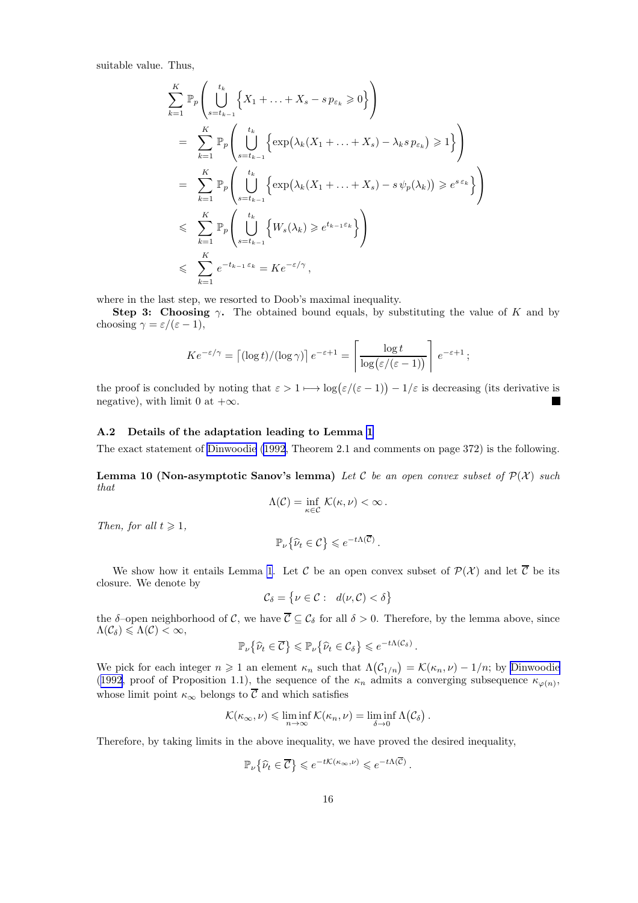suitable value. Thus,

$$
\begin{aligned}
&\sum_{k=1}^{K} \mathbb{P}_p\left( \bigcup_{s=t_{k-1}}^{t_k} \Big\{ X_1 + \ldots + X_s - s\, p_{\varepsilon_k} \geqslant 0 \Big\} \right) \\
&= \sum_{k=1}^{K} \mathbb{P}_p\left( \bigcup_{s=t_{k-1}}^{t_k} \Big\{ \exp\big(\lambda_k (X_1 + \ldots + X_s) - \lambda_k s\, p_{\varepsilon_k}\big) \geqslant 1 \Big\} \right) \\
&= \sum_{k=1}^{K} \mathbb{P}_p\left( \bigcup_{s=t_{k-1}}^{t_k} \Big\{ \exp\big(\lambda_k (X_1 + \ldots + X_s) - s\, \psi_p(\lambda_k)\big) \geqslant e^{s\,\varepsilon_k} \Big\} \right) \\
&\leqslant \sum_{k=1}^{K} \mathbb{P}_p\left( \bigcup_{s=t_{k-1}}^{t_k} \Big\{ W_s(\lambda_k) \geqslant e^{t_{k-1}\varepsilon_k} \Big\} \right) \\
&\leqslant \sum_{k=1}^{K} e^{-t_{k-1}\,\varepsilon_k} = K e^{-\varepsilon/\gamma} \,,
\end{aligned}
$$

where in the last step, we resorted to Doob's maximal inequality.

**Step 3: Choosing $\gamma$.** The obtained bound equals, by substituting the value of $K$ and by choosing $\gamma = \varepsilon/(\varepsilon - 1)$,

$$
K e^{-\varepsilon/\gamma} = \big\lceil (\log t)/(\log \gamma) \big\rceil \, e^{-\varepsilon+1} = \left\lceil \frac{\log t}{\log\big(\varepsilon/(\varepsilon-1)\big)} \right\rceil e^{-\varepsilon+1} \,;
$$

the proof is concluded by noting that $\varepsilon > 1 \longmapsto \log\big(\varepsilon/(\varepsilon-1)\big) - 1/\varepsilon$ is decreasing (its derivative is negative), with limit 0 at $+\infty$. ■

### A.2 Details of the adaptation leading to Lemma 1

The exact statement of Dinwoodie (1992, Theorem 2.1 and comments on page 372) is the following.

**Lemma 10 (Non-asymptotic Sanov's lemma)** *Let $\mathcal{C}$ be an open convex subset of $\mathcal{P}(\mathcal{X})$ such that*

$$
\Lambda(\mathcal{C}) = \inf_{\kappa \in \mathcal{C}} \mathcal{K}(\kappa, \nu) < \infty \,.
$$

*Then, for all $t \geqslant 1$,*

$$
\mathbb{P}_\nu\big\{ \widehat{\nu}_t \in \mathcal{C} \big\} \leqslant e^{-t\Lambda(\overline{\mathcal{C}})} \,.
$$

We show how it entails Lemma 1. Let $\mathcal{C}$ be an open convex subset of $\mathcal{P}(\mathcal{X})$ and let $\overline{\mathcal{C}}$ be its closure. We denote by

$$
\mathcal{C}_\delta = \big\{ \nu \in \mathcal{C} : \;\; d(\nu, \mathcal{C}) < \delta \big\}
$$

the $\delta$–open neighborhood of $\mathcal{C}$, we have $\overline{\mathcal{C}} \subseteq \mathcal{C}_\delta$ for all $\delta > 0$. Therefore, by the lemma above, since $\Lambda(\mathcal{C}_\delta) \leqslant \Lambda(\mathcal{C}) < \infty$,

$$
\mathbb{P}_\nu\big\{ \widehat{\nu}_t \in \overline{\mathcal{C}} \big\} \leqslant \mathbb{P}_\nu\big\{ \widehat{\nu}_t \in \mathcal{C}_\delta \big\} \leqslant e^{-t\Lambda(\mathcal{C}_\delta)} \,.
$$

We pick for each integer $n \geqslant 1$ an element $\kappa_n$ such that $\Lambda\big(\mathcal{C}_{1/n}\big) = \mathcal{K}(\kappa_n, \nu) - 1/n$; by Dinwoodie (1992, proof of Proposition 1.1), the sequence of the $\kappa_n$ admits a converging subsequence $\kappa_{\varphi(n)}$, whose limit point $\kappa_\infty$ belongs to $\overline{\mathcal{C}}$ and which satisfies

$$
\mathcal{K}(\kappa_\infty, \nu) \leqslant \liminf_{n \to \infty} \mathcal{K}(\kappa_n, \nu) = \liminf_{\delta \to 0} \Lambda\big(\mathcal{C}_\delta\big) \,.
$$

Therefore, by taking limits in the above inequality, we have proved the desired inequality,

$$
\mathbb{P}_\nu\big\{ \widehat{\nu}_t \in \overline{\mathcal{C}} \big\} \leqslant e^{-t\mathcal{K}(\kappa_\infty, \nu)} \leqslant e^{-t\Lambda(\overline{\mathcal{C}})} \,.
$$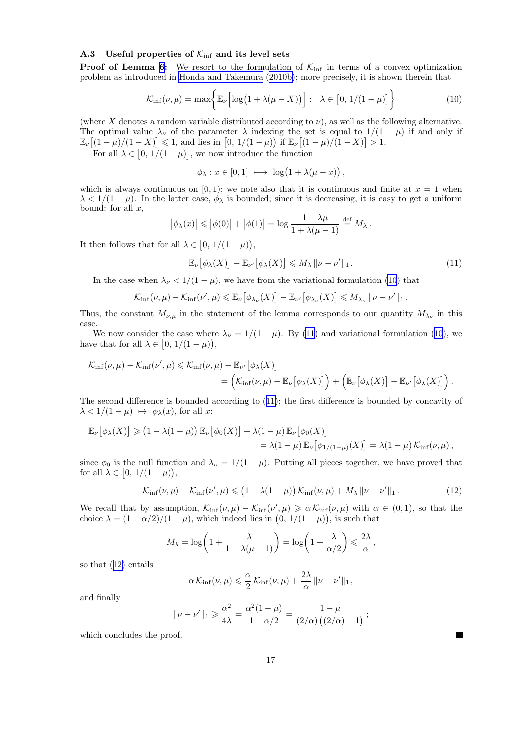### A.3 Useful properties of $\mathcal{K}_{\inf}$ and its level sets

**Proof of Lemma 6:** We resort to the formulation of $\mathcal{K}_{\inf}$ in terms of a convex optimization problem as introduced in Honda and Takemura (2010b); more precisely, it is shown therein that

$$\mathcal{K}_{\inf}(\nu,\mu) = \max\biggl\{ \mathbb{E}_\nu\Bigl[\log\bigl(1+\lambda(\mu-X)\bigr)\Bigr] : \ \lambda \in \bigl[0,\, 1/(1-\mu)\bigr] \biggr\} \tag{10}$$

(where $X$ denotes a random variable distributed according to $\nu$), as well as the following alternative. The optimal value $\lambda_\nu$ of the parameter $\lambda$ indexing the set is equal to $1/(1-\mu)$ if and only if $\mathbb{E}_\nu\bigl[(1-\mu)/(1-X)\bigr] \leqslant 1$, and lies in $\bigl[0,\, 1/(1-\mu)\bigr)$ if $\mathbb{E}_\nu\bigl[(1-\mu)/(1-X)\bigr] > 1$.

For all $\lambda \in \bigl[0,\, 1/(1-\mu)\bigr]$, we now introduce the function

$$\phi_\lambda : x \in [0,1] \longmapsto \log\bigl(1+\lambda(\mu-x)\bigr),$$

which is always continuous on $[0,1)$; we note also that it is continuous and finite at $x=1$ when $\lambda < 1/(1-\mu)$. In the latter case, $\phi_\lambda$ is bounded; since it is decreasing, it is easy to get a uniform bound: for all $x$,

$$\bigl|\phi_\lambda(x)\bigr| \leqslant \bigl|\phi(0)\bigr| + \bigl|\phi(1)\bigr| = \log\frac{1+\lambda\mu}{1+\lambda(\mu-1)} \stackrel{\text{def}}{=} M_\lambda\,.$$

It then follows that for all $\lambda \in \bigl[0,\, 1/(1-\mu)\bigr)$,

$$\mathbb{E}_\nu\bigl[\phi_\lambda(X)\bigr] - \mathbb{E}_{\nu'}\bigl[\phi_\lambda(X)\bigr] \leqslant M_\lambda\,\|\nu-\nu'\|_1\,. \tag{11}$$

In the case when $\lambda_\nu < 1/(1-\mu)$, we have from the variational formulation (10) that

$$\mathcal{K}_{\inf}(\nu,\mu) - \mathcal{K}_{\inf}(\nu',\mu) \leqslant \mathbb{E}_\nu\bigl[\phi_{\lambda_\nu}(X)\bigr] - \mathbb{E}_{\nu'}\bigl[\phi_{\lambda_\nu}(X)\bigr] \leqslant M_{\lambda_\nu}\,\|\nu-\nu'\|_1\,.$$

Thus, the constant $M_{\nu,\mu}$ in the statement of the lemma corresponds to our quantity $M_{\lambda_\nu}$ in this case.

We now consider the case where $\lambda_\nu = 1/(1-\mu)$. By (11) and variational formulation (10), we have that for all $\lambda \in \bigl[0,\, 1/(1-\mu)\bigr)$,

$$\begin{aligned}\mathcal{K}_{\inf}(\nu,\mu) - \mathcal{K}_{\inf}(\nu',\mu) &\leqslant \mathcal{K}_{\inf}(\nu,\mu) - \mathbb{E}_{\nu'}\bigl[\phi_\lambda(X)\bigr] \\ &= \Bigl(\mathcal{K}_{\inf}(\nu,\mu) - \mathbb{E}_\nu\bigl[\phi_\lambda(X)\bigr]\Bigr) + \Bigl(\mathbb{E}_\nu\bigl[\phi_\lambda(X)\bigr] - \mathbb{E}_{\nu'}\bigl[\phi_\lambda(X)\bigr]\Bigr)\,.\end{aligned}$$

The second difference is bounded according to (11); the first difference is bounded by concavity of $\lambda < 1/(1-\mu) \mapsto \phi_\lambda(x)$, for all $x$:

$$\begin{aligned}\mathbb{E}_\nu\bigl[\phi_\lambda(X)\bigr] &\geqslant \bigl(1-\lambda(1-\mu)\bigr)\,\mathbb{E}_\nu\bigl[\phi_0(X)\bigr] + \lambda(1-\mu)\,\mathbb{E}_\nu\bigl[\phi_0(X)\bigr] \\ &= \lambda(1-\mu)\,\mathbb{E}_\nu\bigl[\phi_{1/(1-\mu)}(X)\bigr] = \lambda(1-\mu)\,\mathcal{K}_{\inf}(\nu,\mu)\,,\end{aligned}$$

since $\phi_0$ is the null function and $\lambda_\nu = 1/(1-\mu)$. Putting all pieces together, we have proved that for all $\lambda \in \bigl[0,\, 1/(1-\mu)\bigr)$,

$$\mathcal{K}_{\inf}(\nu,\mu) - \mathcal{K}_{\inf}(\nu',\mu) \leqslant \bigl(1-\lambda(1-\mu)\bigr)\,\mathcal{K}_{\inf}(\nu,\mu) + M_\lambda\,\|\nu-\nu'\|_1\,. \tag{12}$$

We recall that by assumption, $\mathcal{K}_{\inf}(\nu,\mu) - \mathcal{K}_{\inf}(\nu',\mu) \geqslant \alpha\,\mathcal{K}_{\inf}(\nu,\mu)$ with $\alpha \in (0,1)$, so that the choice $\lambda = (1-\alpha/2)/(1-\mu)$, which indeed lies in $\bigl(0,\, 1/(1-\mu)\bigr)$, is such that

$$M_\lambda = \log\biggl(1+\frac{\lambda}{1+\lambda(\mu-1)}\biggr) = \log\biggl(1+\frac{\lambda}{\alpha/2}\biggr) \leqslant \frac{2\lambda}{\alpha}\,,$$

so that (12) entails

$$\alpha\,\mathcal{K}_{\inf}(\nu,\mu) \leqslant \frac{\alpha}{2}\,\mathcal{K}_{\inf}(\nu,\mu) + \frac{2\lambda}{\alpha}\,\|\nu-\nu'\|_1\,,$$

and finally

$$\|\nu-\nu'\|_1 \geqslant \frac{\alpha^2}{4\lambda} = \frac{\alpha^2(1-\mu)}{1-\alpha/2} = \frac{1-\mu}{(2/\alpha)\bigl((2/\alpha)-1\bigr)}\,;$$

which concludes the proof. ■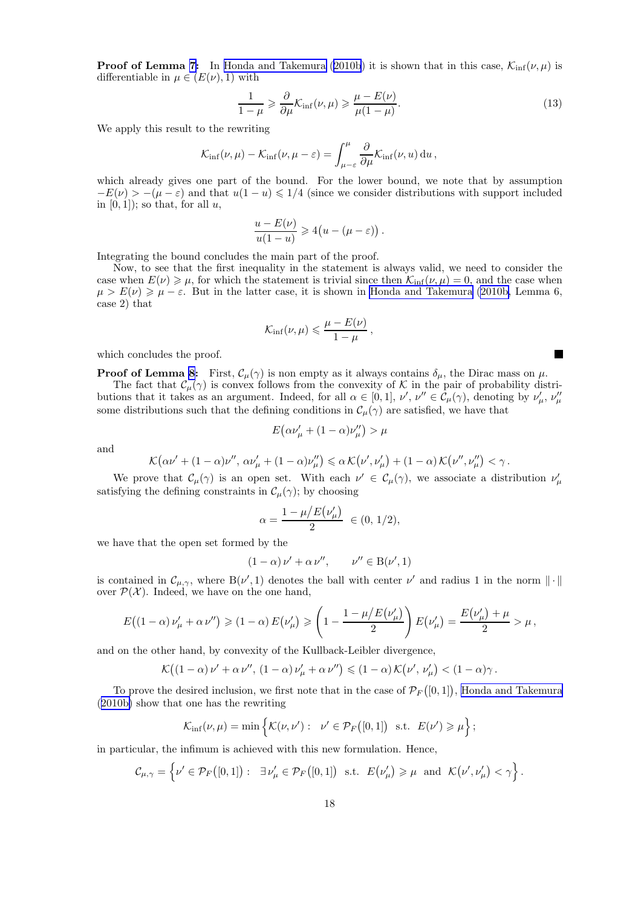**Proof of Lemma 7:** In Honda and Takemura (2010b) it is shown that in this case, $\mathcal{K}_{\inf}(\nu,\mu)$ is differentiable in $\mu \in (E(\nu),1)$ with

$$\frac{1}{1-\mu} \geqslant \frac{\partial}{\partial \mu}\mathcal{K}_{\inf}(\nu,\mu) \geqslant \frac{\mu - E(\nu)}{\mu(1-\mu)}. \tag{13}$$

We apply this result to the rewriting

$$\mathcal{K}_{\inf}(\nu,\mu) - \mathcal{K}_{\inf}(\nu,\mu-\varepsilon) = \int_{\mu-\varepsilon}^{\mu} \frac{\partial}{\partial \mu}\mathcal{K}_{\inf}(\nu,u)\,\mathrm{d}u\,,$$

which already gives one part of the bound. For the lower bound, we note that by assumption $-E(\nu) > -(\mu-\varepsilon)$ and that $u(1-u) \leqslant 1/4$ (since we consider distributions with support included in $[0,1]$); so that, for all $u$,

$$\frac{u-E(\nu)}{u(1-u)} \geqslant 4\bigl(u-(\mu-\varepsilon)\bigr)\,.$$

Integrating the bound concludes the main part of the proof.

Now, to see that the first inequality in the statement is always valid, we need to consider the case when $E(\nu) \geqslant \mu$, for which the statement is trivial since then $\mathcal{K}_{\inf}(\nu,\mu) = 0$, and the case when $\mu > E(\nu) \geqslant \mu - \varepsilon$. But in the latter case, it is shown in Honda and Takemura (2010b, Lemma 6, case 2) that

$$\mathcal{K}_{\inf}(\nu,\mu) \leqslant \frac{\mu - E(\nu)}{1-\mu}\,,$$

which concludes the proof. ■

**Proof of Lemma 8:** First, $\mathcal{C}_\mu(\gamma)$ is non empty as it always contains $\delta_\mu$, the Dirac mass on $\mu$.

The fact that $\mathcal{C}_\mu(\gamma)$ is convex follows from the convexity of $\mathcal{K}$ in the pair of probability distributions that it takes as an argument. Indeed, for all $\alpha \in [0,1]$, $\nu'$, $\nu'' \in \mathcal{C}_\mu(\gamma)$, denoting by $\nu'_\mu$, $\nu''_\mu$ some distributions such that the defining conditions in $\mathcal{C}_\mu(\gamma)$ are satisfied, we have that

$$E\bigl(\alpha\nu'_\mu + (1-\alpha)\nu''_\mu\bigr) > \mu$$

and

$$\mathcal{K}\bigl(\alpha\nu' + (1-\alpha)\nu'',\, \alpha\nu'_\mu + (1-\alpha)\nu''_\mu\bigr) \leqslant \alpha\,\mathcal{K}\bigl(\nu',\nu'_\mu\bigr) + (1-\alpha)\,\mathcal{K}\bigl(\nu'',\nu''_\mu\bigr) < \gamma\,.$$

We prove that $\mathcal{C}_\mu(\gamma)$ is an open set. With each $\nu' \in \mathcal{C}_\mu(\gamma)$, we associate a distribution $\nu'_\mu$ satisfying the defining constraints in $\mathcal{C}_\mu(\gamma)$; by choosing

$$\alpha = \frac{1-\mu/E\bigl(\nu'_\mu\bigr)}{2} \ \in (0,\,1/2),$$

we have that the open set formed by the

$$(1-\alpha)\,\nu' + \alpha\,\nu'', \qquad \nu'' \in \mathrm{B}(\nu',1)$$

is contained in $\mathcal{C}_{\mu,\gamma}$, where $\mathrm{B}(\nu',1)$ denotes the ball with center $\nu'$ and radius 1 in the norm $\|\cdot\|$ over $\mathcal{P}(\mathcal{X})$. Indeed, we have on the one hand,

$$E\bigl((1-\alpha)\,\nu'_\mu + \alpha\,\nu''\bigr) \geqslant (1-\alpha)\,E\bigl(\nu'_\mu\bigr) \geqslant \left(1 - \frac{1-\mu/E\bigl(\nu'_\mu\bigr)}{2}\right)E\bigl(\nu'_\mu\bigr) = \frac{E\bigl(\nu'_\mu\bigr)+\mu}{2} > \mu\,,$$

and on the other hand, by convexity of the Kullback-Leibler divergence,

$$\mathcal{K}\bigl((1-\alpha)\,\nu' + \alpha\,\nu'',\,(1-\alpha)\,\nu'_\mu + \alpha\,\nu''\bigr) \leqslant (1-\alpha)\,\mathcal{K}\bigl(\nu',\,\nu'_\mu\bigr) < (1-\alpha)\gamma\,.$$

To prove the desired inclusion, we first note that in the case of $\mathcal{P}_F\bigl([0,1]\bigr)$, Honda and Takemura (2010b) show that one has the rewriting

$$\mathcal{K}_{\inf}(\nu,\mu) = \min\Bigl\{\mathcal{K}(\nu,\nu') : \ \ \nu' \in \mathcal{P}_F\bigl([0,1]\bigr) \ \text{ s.t. } \ E(\nu') \geqslant \mu\Bigr\}\,;$$

in particular, the infimum is achieved with this new formulation. Hence,

$$\mathcal{C}_{\mu,\gamma} = \Bigl\{\nu' \in \mathcal{P}_F\bigl([0,1]\bigr) : \ \ \exists\,\nu'_\mu \in \mathcal{P}_F\bigl([0,1]\bigr) \ \text{ s.t. } \ E\bigl(\nu'_\mu\bigr) \geqslant \mu \ \text{ and } \ \mathcal{K}\bigl(\nu',\nu'_\mu\bigr) < \gamma\Bigr\}\,.$$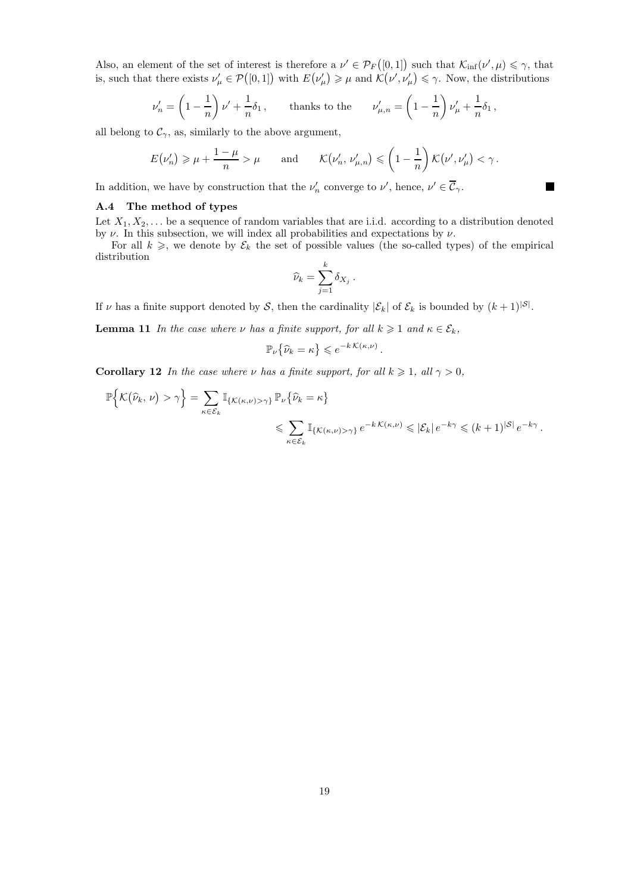Also, an element of the set of interest is therefore a $\nu' \in \mathcal{P}_F\big([0,1]\big)$ such that $\mathcal{K}_{\inf}(\nu',\mu) \leqslant \gamma$, that is, such that there exists $\nu'_\mu \in \mathcal{P}\big([0,1]\big)$ with $E\big(\nu'_\mu\big) \geqslant \mu$ and $\mathcal{K}\big(\nu',\nu'_\mu\big) \leqslant \gamma$. Now, the distributions

$$\nu'_n = \left(1-\frac{1}{n}\right)\nu' + \frac{1}{n}\delta_1\,, \qquad \text{thanks to the} \qquad \nu'_{\mu,n} = \left(1-\frac{1}{n}\right)\nu'_\mu + \frac{1}{n}\delta_1\,,$$

all belong to $\mathcal{C}_\gamma$, as, similarly to the above argument,

$$E\big(\nu'_n\big) \geqslant \mu + \frac{1-\mu}{n} > \mu \qquad \text{and} \qquad \mathcal{K}\big(\nu'_n,\,\nu'_{\mu,n}\big) \leqslant \left(1-\frac{1}{n}\right)\mathcal{K}\big(\nu',\nu'_\mu\big) < \gamma\,.$$

In addition, we have by construction that the $\nu'_n$ converge to $\nu'$, hence, $\nu' \in \overline{\mathcal{C}}_\gamma$. ■

### A.4 The method of types

Let $X_1, X_2, \ldots$ be a sequence of random variables that are i.i.d. according to a distribution denoted by $\nu$. In this subsection, we will index all probabilities and expectations by $\nu$.

For all $k \geqslant$, we denote by $\mathcal{E}_k$ the set of possible values (the so-called types) of the empirical distribution

$$\widehat{\nu}_k = \sum_{j=1}^{k} \delta_{X_j}\,.$$

If $\nu$ has a finite support denoted by $\mathcal{S}$, then the cardinality $|\mathcal{E}_k|$ of $\mathcal{E}_k$ is bounded by $(k+1)^{|\mathcal{S}|}$.

**Lemma 11** *In the case where $\nu$ has a finite support, for all $k \geqslant 1$ and $\kappa \in \mathcal{E}_k$,*

$$\mathbb{P}_\nu\big\{\widehat{\nu}_k = \kappa\big\} \leqslant e^{-k\,\mathcal{K}(\kappa,\nu)}\,.$$

**Corollary 12** *In the case where $\nu$ has a finite support, for all $k \geqslant 1$, all $\gamma > 0$,*

$$\mathbb{P}\Big\{\mathcal{K}\big(\widehat{\nu}_k,\,\nu\big) > \gamma\Big\} = \sum_{\kappa\in\mathcal{E}_k} \mathbb{I}_{\{\mathcal{K}(\kappa,\nu)>\gamma\}}\,\mathbb{P}_\nu\big\{\widehat{\nu}_k = \kappa\big\}$$
$$\leqslant \sum_{\kappa\in\mathcal{E}_k} \mathbb{I}_{\{\mathcal{K}(\kappa,\nu)>\gamma\}}\,e^{-k\,\mathcal{K}(\kappa,\nu)} \leqslant |\mathcal{E}_k|\,e^{-k\gamma} \leqslant (k+1)^{|\mathcal{S}|}\,e^{-k\gamma}\,.$$